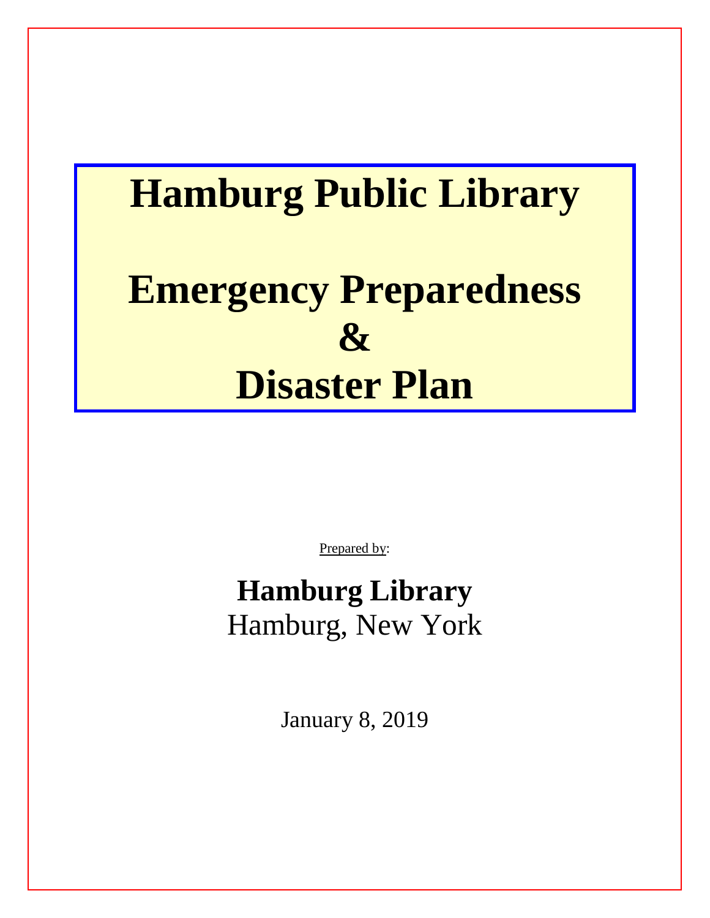# Hamburg Public Library

# Emergency Preparedness & Disaster Plan

Prepared by:

**Hamburg Library**
Hamburg, New York

January 8, 2019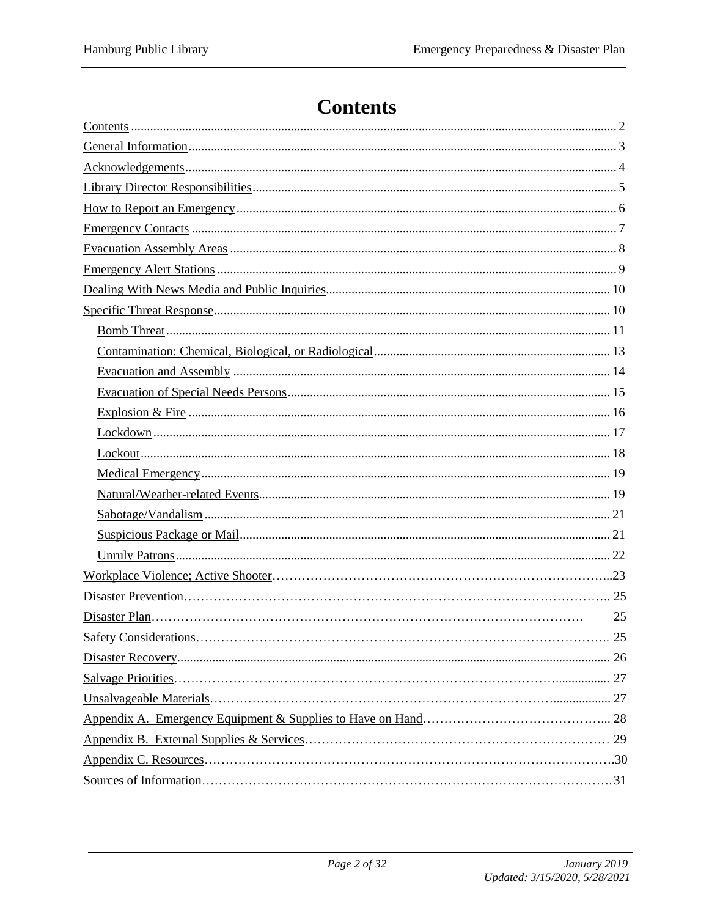# Contents

- Contents ........ 2
- General Information ........ 3
- Acknowledgements ........ 4
- Library Director Responsibilities ........ 5
- How to Report an Emergency ........ 6
- Emergency Contacts ........ 7
- Evacuation Assembly Areas ........ 8
- Emergency Alert Stations ........ 9
- Dealing With News Media and Public Inquiries ........ 10
- Specific Threat Response ........ 10
  - Bomb Threat ........ 11
  - Contamination: Chemical, Biological, or Radiological ........ 13
  - Evacuation and Assembly ........ 14
  - Evacuation of Special Needs Persons ........ 15
  - Explosion & Fire ........ 16
  - Lockdown ........ 17
  - Lockout ........ 18
  - Medical Emergency ........ 19
  - Natural/Weather-related Events ........ 19
  - Sabotage/Vandalism ........ 21
  - Suspicious Package or Mail ........ 21
  - Unruly Patrons ........ 22
- Workplace Violence; Active Shooter ........ 23
- Disaster Prevention ........ 25
- Disaster Plan ........ 25
- Safety Considerations ........ 25
- Disaster Recovery ........ 26
- Salvage Priorities ........ 27
- Unsalvageable Materials ........ 27
- Appendix A. Emergency Equipment & Supplies to Have on Hand ........ 28
- Appendix B. External Supplies & Services ........ 29
- Appendix C. Resources ........ 30
- Sources of Information ........ 31

*January 2019*
*Updated: 3/15/2020, 5/28/2021*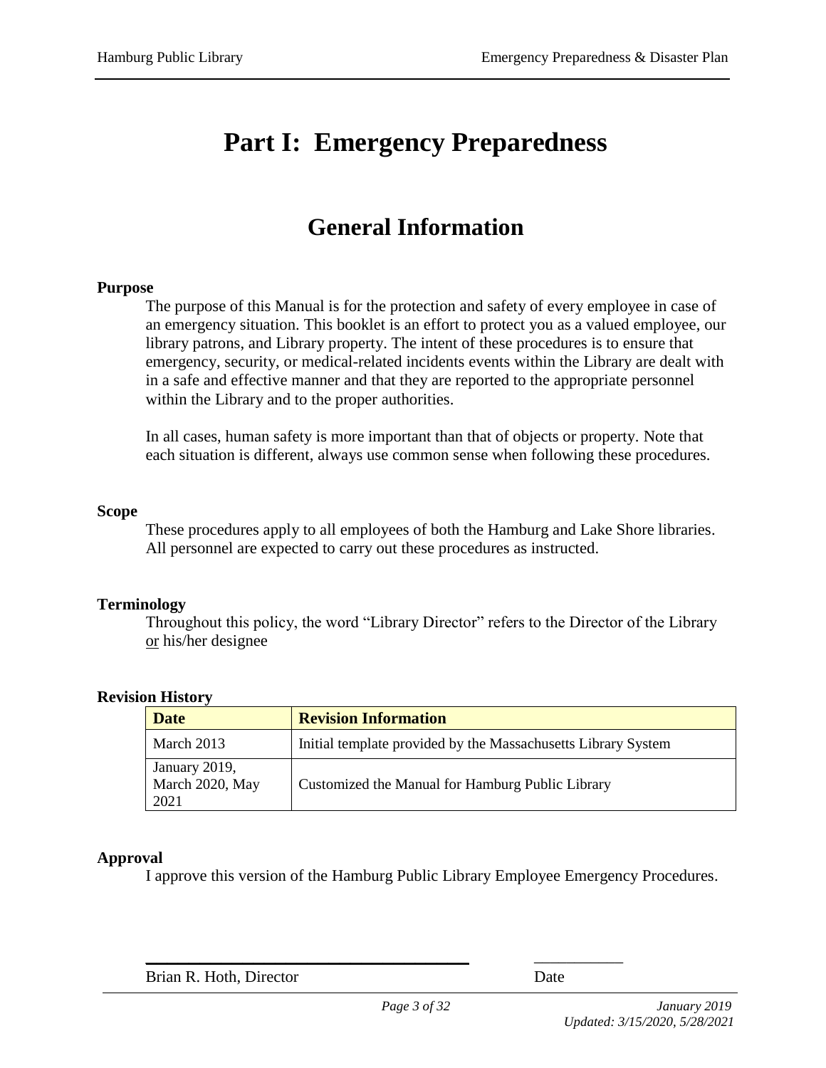# Part I: Emergency Preparedness

## General Information

**Purpose**

The purpose of this Manual is for the protection and safety of every employee in case of an emergency situation. This booklet is an effort to protect you as a valued employee, our library patrons, and Library property. The intent of these procedures is to ensure that emergency, security, or medical-related incidents events within the Library are dealt with in a safe and effective manner and that they are reported to the appropriate personnel within the Library and to the proper authorities.

In all cases, human safety is more important than that of objects or property. Note that each situation is different, always use common sense when following these procedures.

**Scope**

These procedures apply to all employees of both the Hamburg and Lake Shore libraries. All personnel are expected to carry out these procedures as instructed.

**Terminology**

Throughout this policy, the word "Library Director" refers to the Director of the Library or his/her designee

**Revision History**

| Date | Revision Information |
|---|---|
| March 2013 | Initial template provided by the Massachusetts Library System |
| January 2019, March 2020, May 2021 | Customized the Manual for Hamburg Public Library |

**Approval**

I approve this version of the Hamburg Public Library Employee Emergency Procedures.

Brian R. Hoth, Director Date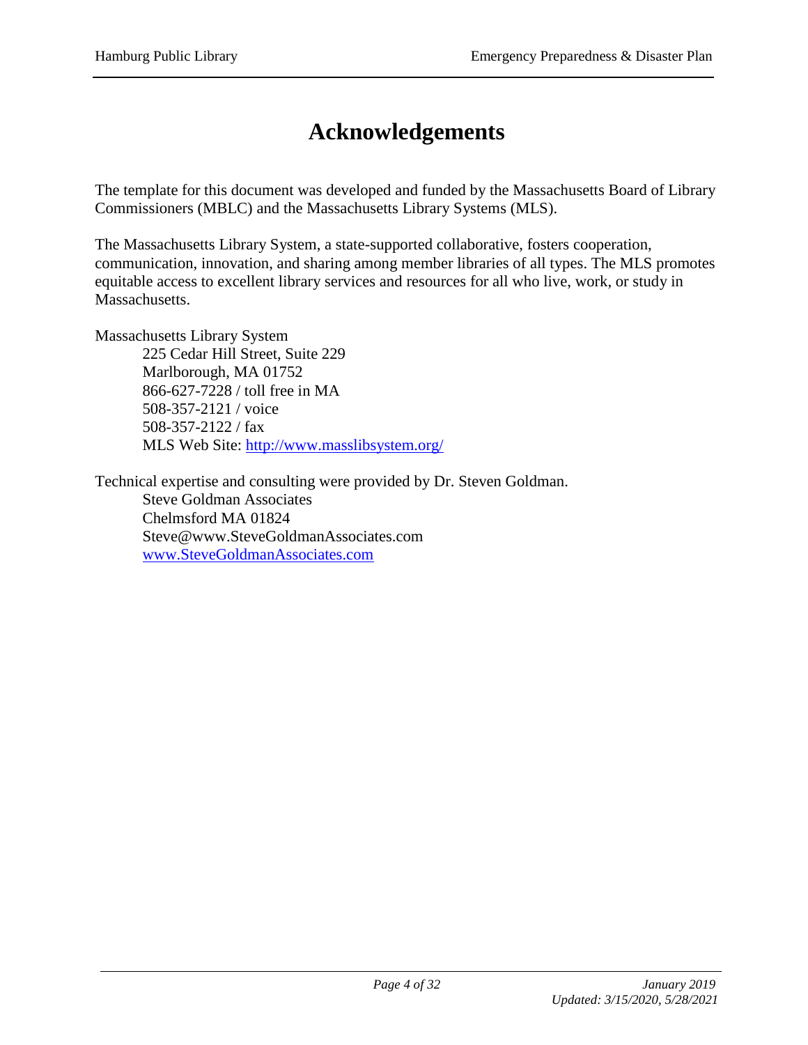# Acknowledgements

The template for this document was developed and funded by the Massachusetts Board of Library Commissioners (MBLC) and the Massachusetts Library Systems (MLS).

The Massachusetts Library System, a state-supported collaborative, fosters cooperation, communication, innovation, and sharing among member libraries of all types. The MLS promotes equitable access to excellent library services and resources for all who live, work, or study in Massachusetts.

Massachusetts Library System
    225 Cedar Hill Street, Suite 229
    Marlborough, MA 01752
    866-627-7228 / toll free in MA
    508-357-2121 / voice
    508-357-2122 / fax
    MLS Web Site: http://www.masslibsystem.org/

Technical expertise and consulting were provided by Dr. Steven Goldman.
    Steve Goldman Associates
    Chelmsford MA 01824
    Steve@www.SteveGoldmanAssociates.com
    www.SteveGoldmanAssociates.com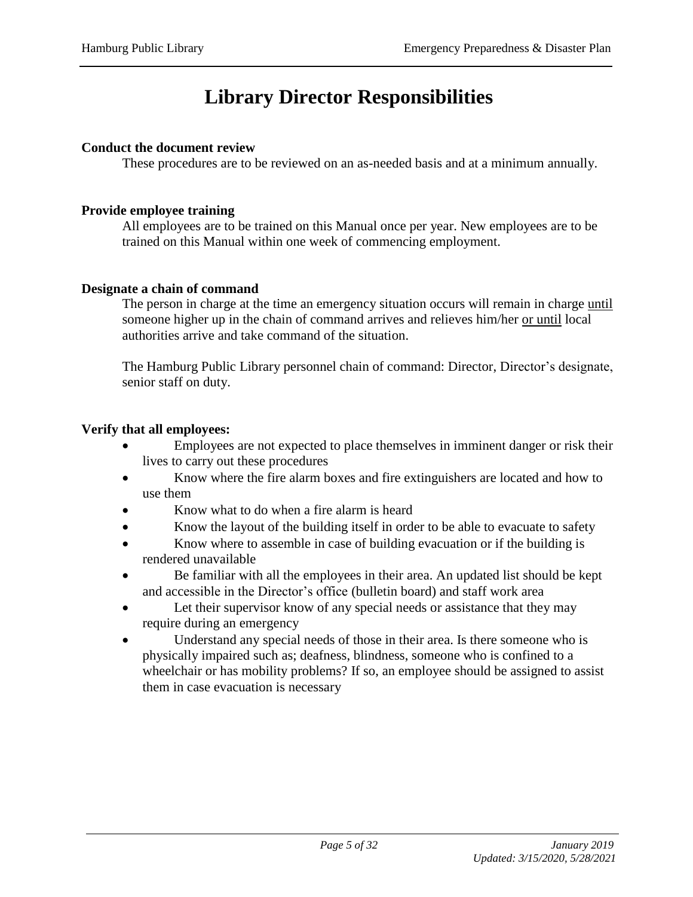# Library Director Responsibilities

**Conduct the document review**

These procedures are to be reviewed on an as-needed basis and at a minimum annually.

**Provide employee training**

All employees are to be trained on this Manual once per year. New employees are to be trained on this Manual within one week of commencing employment.

**Designate a chain of command**

The person in charge at the time an emergency situation occurs will remain in charge until someone higher up in the chain of command arrives and relieves him/her or until local authorities arrive and take command of the situation.

The Hamburg Public Library personnel chain of command: Director, Director's designate, senior staff on duty.

**Verify that all employees:**

- Employees are not expected to place themselves in imminent danger or risk their lives to carry out these procedures
- Know where the fire alarm boxes and fire extinguishers are located and how to use them
- Know what to do when a fire alarm is heard
- Know the layout of the building itself in order to be able to evacuate to safety
- Know where to assemble in case of building evacuation or if the building is rendered unavailable
- Be familiar with all the employees in their area. An updated list should be kept and accessible in the Director's office (bulletin board) and staff work area
- Let their supervisor know of any special needs or assistance that they may require during an emergency
- Understand any special needs of those in their area. Is there someone who is physically impaired such as; deafness, blindness, someone who is confined to a wheelchair or has mobility problems? If so, an employee should be assigned to assist them in case evacuation is necessary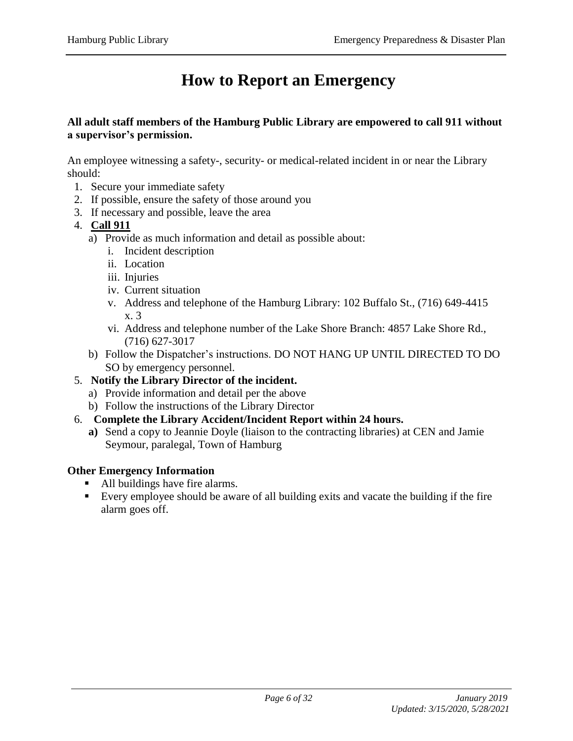# How to Report an Emergency

**All adult staff members of the Hamburg Public Library are empowered to call 911 without a supervisor's permission.**

An employee witnessing a safety-, security- or medical-related incident in or near the Library should:

1. Secure your immediate safety
2. If possible, ensure the safety of those around you
3. If necessary and possible, leave the area
4. **Call 911**
   a) Provide as much information and detail as possible about:
      i. Incident description
      ii. Location
      iii. Injuries
      iv. Current situation
      v. Address and telephone of the Hamburg Library: 102 Buffalo St., (716) 649-4415 x. 3
      vi. Address and telephone number of the Lake Shore Branch: 4857 Lake Shore Rd., (716) 627-3017
   b) Follow the Dispatcher's instructions. DO NOT HANG UP UNTIL DIRECTED TO DO SO by emergency personnel.
5. **Notify the Library Director of the incident.**
   a) Provide information and detail per the above
   b) Follow the instructions of the Library Director
6. **Complete the Library Accident/Incident Report within 24 hours.**
   **a)** Send a copy to Jeannie Doyle (liaison to the contracting libraries) at CEN and Jamie Seymour, paralegal, Town of Hamburg

**Other Emergency Information**

- All buildings have fire alarms.
- Every employee should be aware of all building exits and vacate the building if the fire alarm goes off.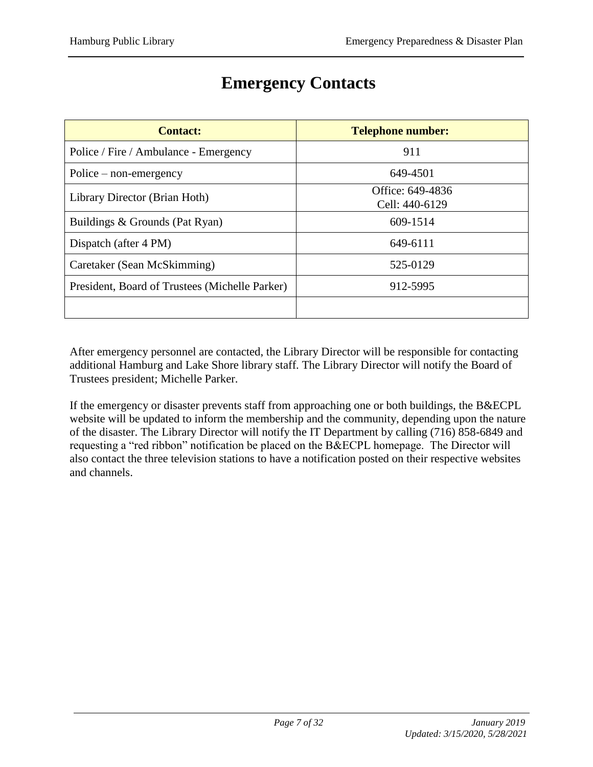# Emergency Contacts

| Contact: | Telephone number: |
| --- | --- |
| Police / Fire / Ambulance - Emergency | 911 |
| Police – non-emergency | 649-4501 |
| Library Director (Brian Hoth) | Office: 649-4836<br>Cell: 440-6129 |
| Buildings & Grounds (Pat Ryan) | 609-1514 |
| Dispatch (after 4 PM) | 649-6111 |
| Caretaker (Sean McSkimming) | 525-0129 |
| President, Board of Trustees (Michelle Parker) | 912-5995 |
| | |

After emergency personnel are contacted, the Library Director will be responsible for contacting additional Hamburg and Lake Shore library staff. The Library Director will notify the Board of Trustees president; Michelle Parker.

If the emergency or disaster prevents staff from approaching one or both buildings, the B&ECPL website will be updated to inform the membership and the community, depending upon the nature of the disaster. The Library Director will notify the IT Department by calling (716) 858-6849 and requesting a "red ribbon" notification be placed on the B&ECPL homepage. The Director will also contact the three television stations to have a notification posted on their respective websites and channels.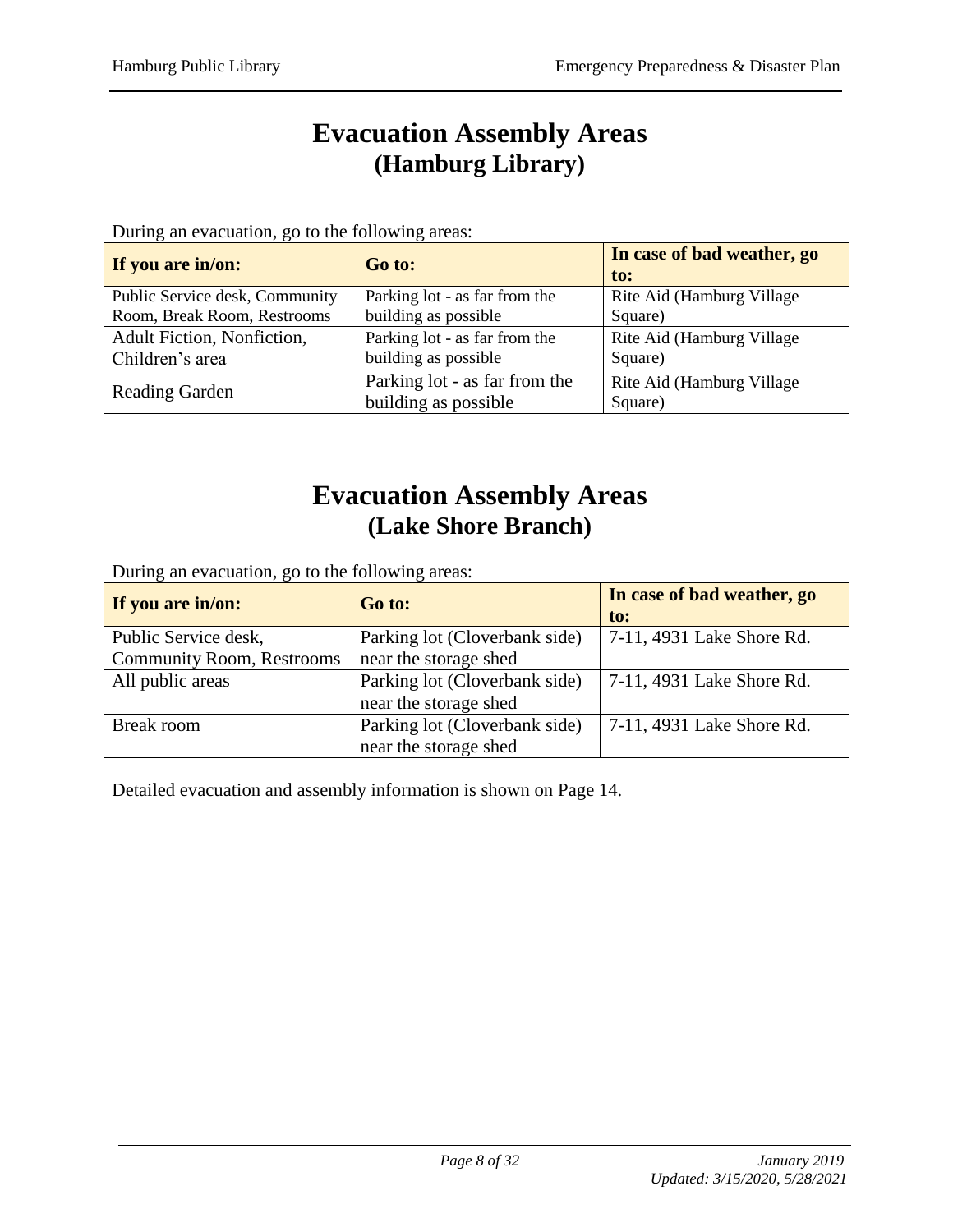# Evacuation Assembly Areas
## (Hamburg Library)

During an evacuation, go to the following areas:

| If you are in/on: | Go to: | In case of bad weather, go to: |
|---|---|---|
| Public Service desk, Community Room, Break Room, Restrooms | Parking lot - as far from the building as possible | Rite Aid (Hamburg Village Square) |
| Adult Fiction, Nonfiction, Children's area | Parking lot - as far from the building as possible | Rite Aid (Hamburg Village Square) |
| Reading Garden | Parking lot - as far from the building as possible | Rite Aid (Hamburg Village Square) |

# Evacuation Assembly Areas
## (Lake Shore Branch)

During an evacuation, go to the following areas:

| If you are in/on: | Go to: | In case of bad weather, go to: |
|---|---|---|
| Public Service desk, Community Room, Restrooms | Parking lot (Cloverbank side) near the storage shed | 7-11, 4931 Lake Shore Rd. |
| All public areas | Parking lot (Cloverbank side) near the storage shed | 7-11, 4931 Lake Shore Rd. |
| Break room | Parking lot (Cloverbank side) near the storage shed | 7-11, 4931 Lake Shore Rd. |

Detailed evacuation and assembly information is shown on Page 14.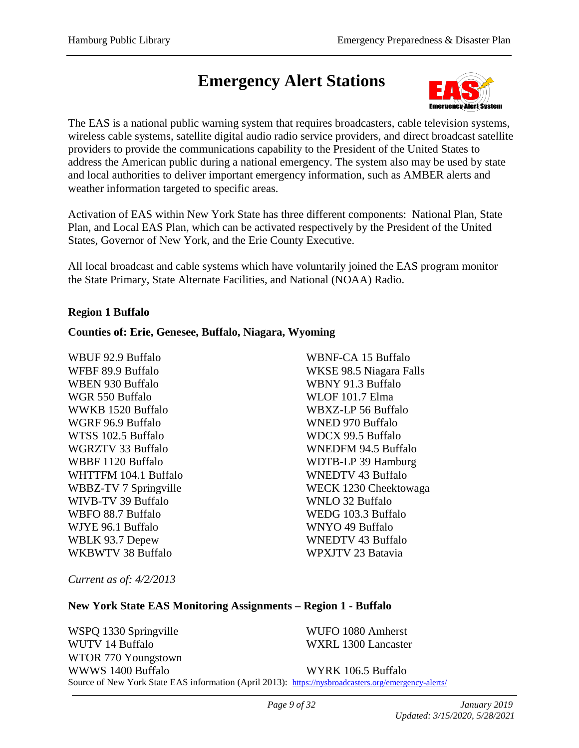# Emergency Alert Stations

The EAS is a national public warning system that requires broadcasters, cable television systems, wireless cable systems, satellite digital audio radio service providers, and direct broadcast satellite providers to provide the communications capability to the President of the United States to address the American public during a national emergency. The system also may be used by state and local authorities to deliver important emergency information, such as AMBER alerts and weather information targeted to specific areas.

Activation of EAS within New York State has three different components: National Plan, State Plan, and Local EAS Plan, which can be activated respectively by the President of the United States, Governor of New York, and the Erie County Executive.

All local broadcast and cable systems which have voluntarily joined the EAS program monitor the State Primary, State Alternate Facilities, and National (NOAA) Radio.

**Region 1 Buffalo**

**Counties of: Erie, Genesee, Buffalo, Niagara, Wyoming**

WBUF 92.9 Buffalo
WFBF 89.9 Buffalo
WBEN 930 Buffalo
WGR 550 Buffalo
WWKB 1520 Buffalo
WGRF 96.9 Buffalo
WTSS 102.5 Buffalo
WGRZTV 33 Buffalo
WBBF 1120 Buffalo
WHTTFM 104.1 Buffalo
WBBZ-TV 7 Springville
WIVB-TV 39 Buffalo
WBFO 88.7 Buffalo
WJYE 96.1 Buffalo
WBLK 93.7 Depew
WKBWTV 38 Buffalo

WBNF-CA 15 Buffalo
WKSE 98.5 Niagara Falls
WBNY 91.3 Buffalo
WLOF 101.7 Elma
WBXZ-LP 56 Buffalo
WNED 970 Buffalo
WDCX 99.5 Buffalo
WNEDFM 94.5 Buffalo
WDTB-LP 39 Hamburg
WNEDTV 43 Buffalo
WECK 1230 Cheektowaga
WNLO 32 Buffalo
WEDG 103.3 Buffalo
WNYO 49 Buffalo
WNEDTV 43 Buffalo
WPXJTV 23 Batavia

*Current as of: 4/2/2013*

**New York State EAS Monitoring Assignments – Region 1 - Buffalo**

WSPQ 1330 Springville
WUTV 14 Buffalo
WTOR 770 Youngstown
WWWS 1400 Buffalo

WUFO 1080 Amherst
WXRL 1300 Lancaster
WYRK 106.5 Buffalo

Source of New York State EAS information (April 2013): https://nysbroadcasters.org/emergency-alerts/

*January 2019*
*Updated: 3/15/2020, 5/28/2021*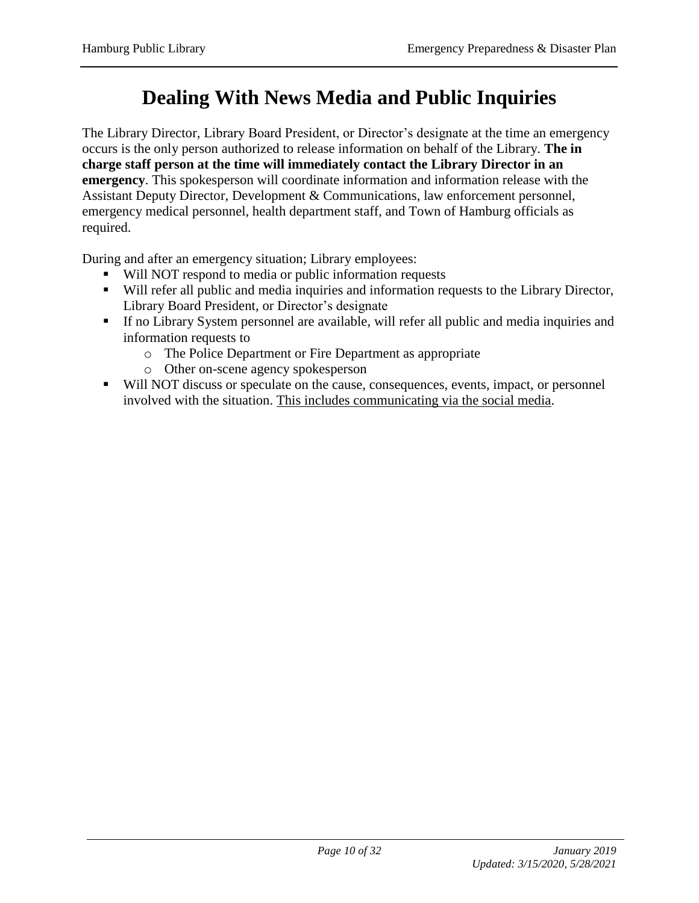# Dealing With News Media and Public Inquiries

The Library Director, Library Board President, or Director's designate at the time an emergency occurs is the only person authorized to release information on behalf of the Library. **The in charge staff person at the time will immediately contact the Library Director in an emergency**. This spokesperson will coordinate information and information release with the Assistant Deputy Director, Development & Communications, law enforcement personnel, emergency medical personnel, health department staff, and Town of Hamburg officials as required.

During and after an emergency situation; Library employees:

- Will NOT respond to media or public information requests
- Will refer all public and media inquiries and information requests to the Library Director, Library Board President, or Director's designate
- If no Library System personnel are available, will refer all public and media inquiries and information requests to
  - The Police Department or Fire Department as appropriate
  - Other on-scene agency spokesperson
- Will NOT discuss or speculate on the cause, consequences, events, impact, or personnel involved with the situation. <u>This includes communicating via the social media</u>.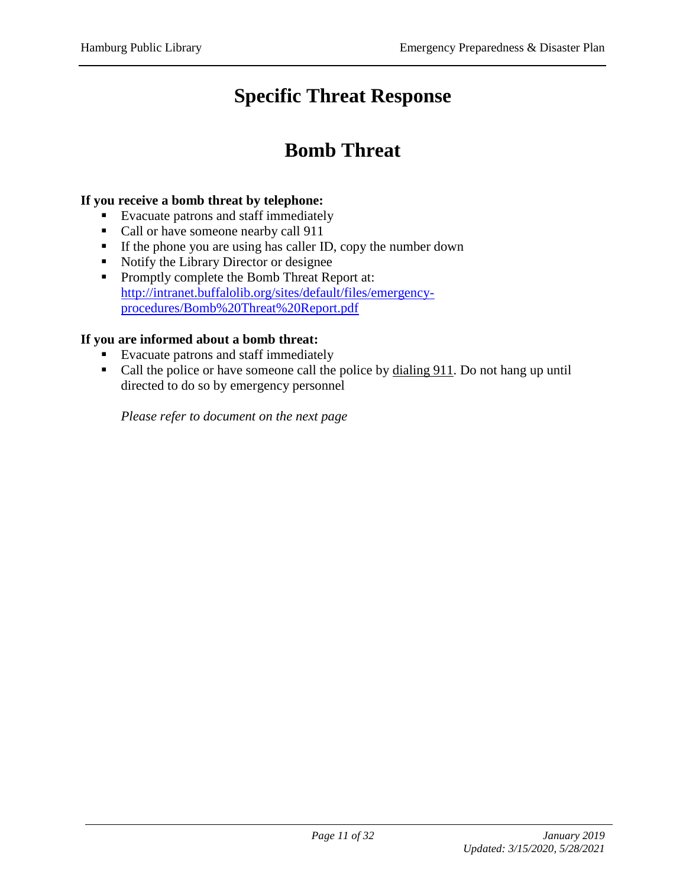# Specific Threat Response

## Bomb Threat

**If you receive a bomb threat by telephone:**

- Evacuate patrons and staff immediately
- Call or have someone nearby call 911
- If the phone you are using has caller ID, copy the number down
- Notify the Library Director or designee
- Promptly complete the Bomb Threat Report at: [http://intranet.buffalolib.org/sites/default/files/emergency-procedures/Bomb%20Threat%20Report.pdf](http://intranet.buffalolib.org/sites/default/files/emergency-procedures/Bomb%20Threat%20Report.pdf)

**If you are informed about a bomb threat:**

- Evacuate patrons and staff immediately
- Call the police or have someone call the police by dialing 911. Do not hang up until directed to do so by emergency personnel

*Please refer to document on the next page*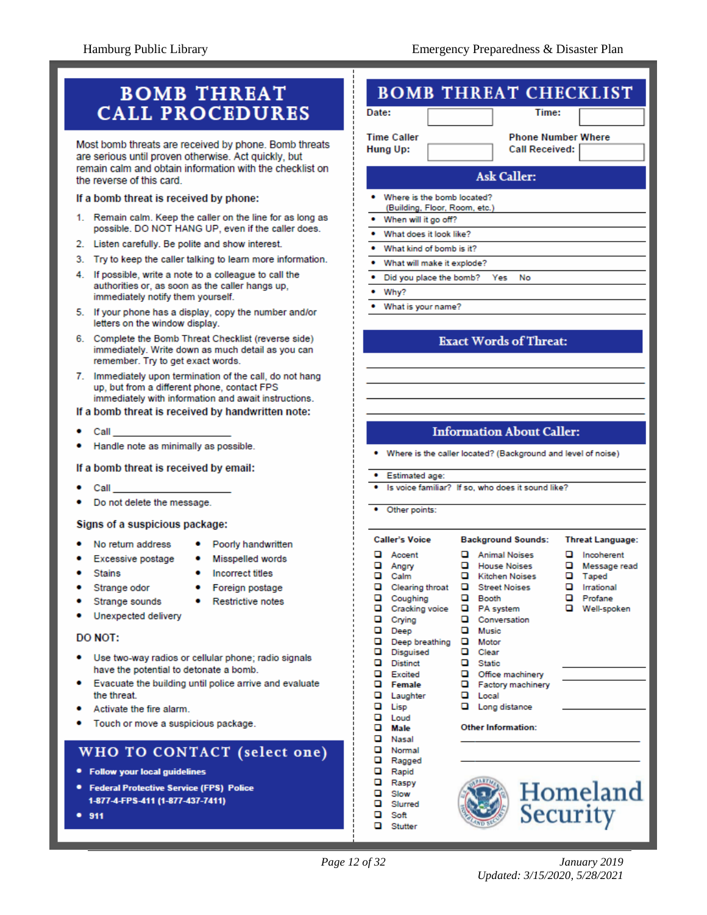# BOMB THREAT CALL PROCEDURES

Most bomb threats are received by phone. Bomb threats are serious until proven otherwise. Act quickly, but remain calm and obtain information with the checklist on the reverse of this card.

**If a bomb threat is received by phone:**

1. Remain calm. Keep the caller on the line for as long as possible. DO NOT HANG UP, even if the caller does.
2. Listen carefully. Be polite and show interest.
3. Try to keep the caller talking to learn more information.
4. If possible, write a note to a colleague to call the authorities or, as soon as the caller hangs up, immediately notify them yourself.
5. If your phone has a display, copy the number and/or letters on the window display.
6. Complete the Bomb Threat Checklist (reverse side) immediately. Write down as much detail as you can remember. Try to get exact words.
7. Immediately upon termination of the call, do not hang up, but from a different phone, contact FPS immediately with information and await instructions.

**If a bomb threat is received by handwritten note:**

- Call ____________________
- Handle note as minimally as possible.

**If a bomb threat is received by email:**

- Call ____________________
- Do not delete the message.

**Signs of a suspicious package:**

- No return address
- Excessive postage
- Stains
- Strange odor
- Strange sounds
- Unexpected delivery
- Poorly handwritten
- Misspelled words
- Incorrect titles
- Foreign postage
- Restrictive notes

**DO NOT:**

- Use two-way radios or cellular phone; radio signals have the potential to detonate a bomb.
- Evacuate the building until police arrive and evaluate the threat.
- Activate the fire alarm.
- Touch or move a suspicious package.

## WHO TO CONTACT (select one)

- **Follow your local guidelines**
- **Federal Protective Service (FPS) Police 1-877-4-FPS-411 (1-877-437-7411)**
- **911**

# BOMB THREAT CHECKLIST

Date: __________ Time: __________

Time Caller Hung Up: __________ Phone Number Where Call Received: __________

## Ask Caller:

- Where is the bomb located? (Building, Floor, Room, etc.)
- When will it go off?
- What does it look like?
- What kind of bomb is it?
- What will make it explode?
- Did you place the bomb? Yes No
- Why?
- What is your name?

## Exact Words of Threat:

____________________

____________________

____________________

____________________

## Information About Caller:

- Where is the caller located? (Background and level of noise)
- Estimated age:
- Is voice familiar? If so, who does it sound like?
- Other points:

**Caller's Voice**

- ❑ Accent
- ❑ Angry
- ❑ Calm
- ❑ Clearing throat
- ❑ Coughing
- ❑ Cracking voice
- ❑ Crying
- ❑ Deep
- ❑ Deep breathing
- ❑ Disguised
- ❑ Distinct
- ❑ Excited
- ❑ **Female**
- ❑ Laughter
- ❑ Lisp
- ❑ Loud
- ❑ **Male**
- ❑ Nasal
- ❑ Normal
- ❑ Ragged
- ❑ Rapid
- ❑ Raspy
- ❑ Slow
- ❑ Slurred
- ❑ Soft
- ❑ Stutter

**Background Sounds:**

- ❑ Animal Noises
- ❑ House Noises
- ❑ Kitchen Noises
- ❑ Street Noises
- ❑ Booth
- ❑ PA system
- ❑ Conversation
- ❑ Music
- ❑ Motor
- ❑ Clear
- ❑ Static
- ❑ Office machinery
- ❑ Factory machinery
- ❑ Local
- ❑ Long distance

**Threat Language:**

- ❑ Incoherent
- ❑ Message read
- ❑ Taped
- ❑ Irrational
- ❑ Profane
- ❑ Well-spoken

____________________

____________________

____________________

**Other Information:**

____________________

____________________

Homeland Security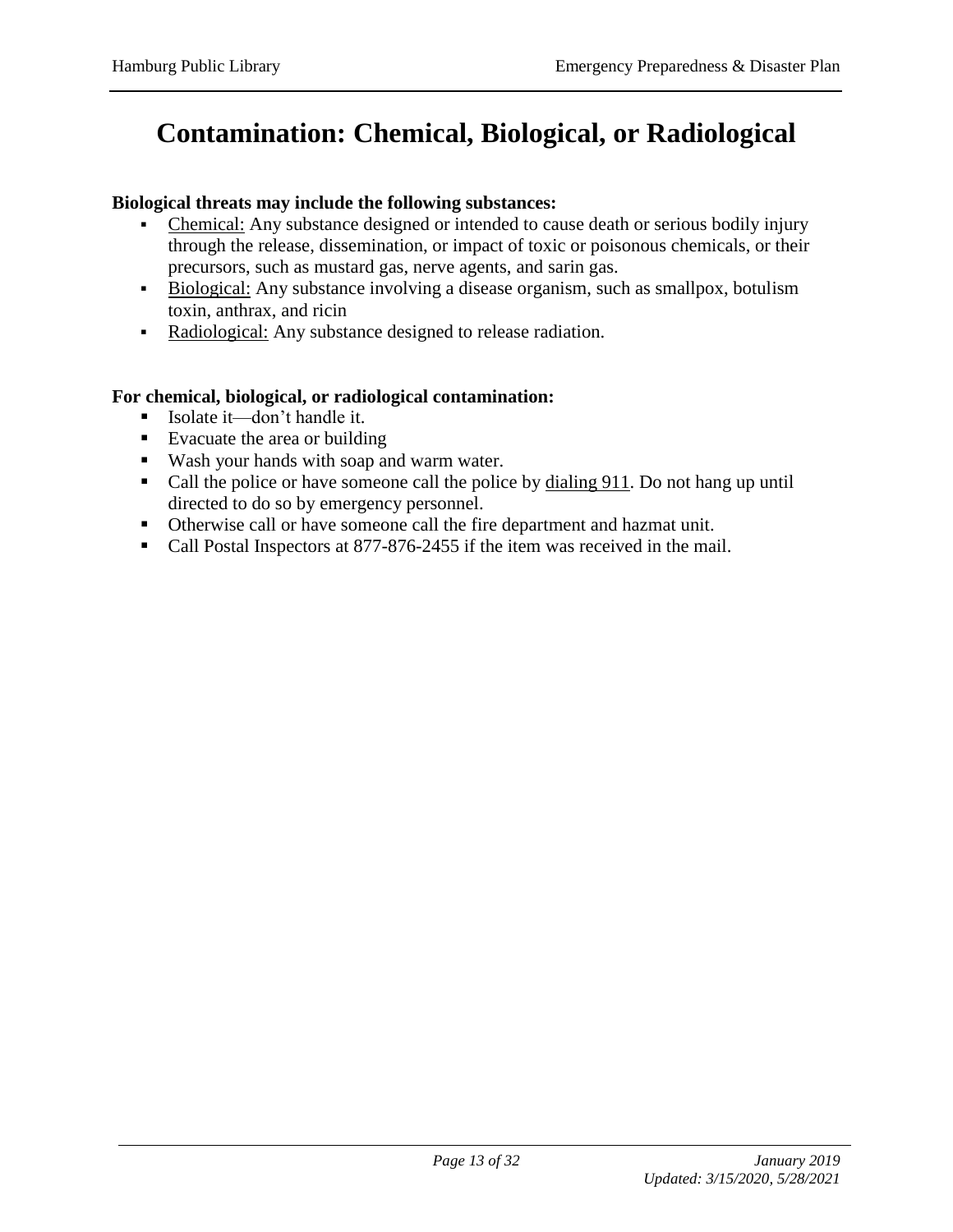# Contamination: Chemical, Biological, or Radiological

**Biological threats may include the following substances:**

- <u>Chemical:</u> Any substance designed or intended to cause death or serious bodily injury through the release, dissemination, or impact of toxic or poisonous chemicals, or their precursors, such as mustard gas, nerve agents, and sarin gas.
- <u>Biological:</u> Any substance involving a disease organism, such as smallpox, botulism toxin, anthrax, and ricin
- <u>Radiological:</u> Any substance designed to release radiation.

**For chemical, biological, or radiological contamination:**

- Isolate it—don't handle it.
- Evacuate the area or building
- Wash your hands with soap and warm water.
- Call the police or have someone call the police by <u>dialing 911</u>. Do not hang up until directed to do so by emergency personnel.
- Otherwise call or have someone call the fire department and hazmat unit.
- Call Postal Inspectors at 877-876-2455 if the item was received in the mail.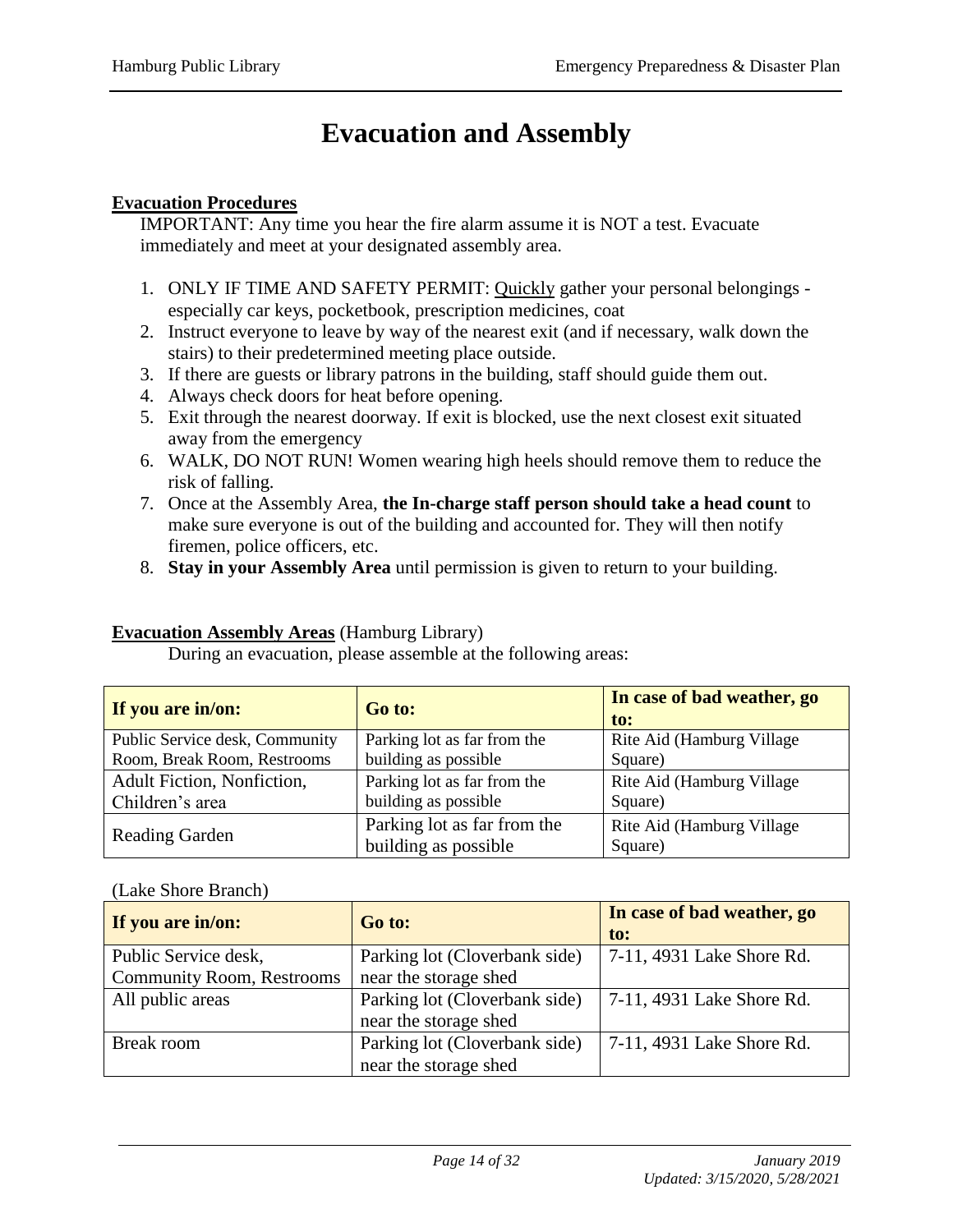# Evacuation and Assembly

**Evacuation Procedures**

IMPORTANT: Any time you hear the fire alarm assume it is NOT a test. Evacuate immediately and meet at your designated assembly area.

1. ONLY IF TIME AND SAFETY PERMIT: Quickly gather your personal belongings - especially car keys, pocketbook, prescription medicines, coat
2. Instruct everyone to leave by way of the nearest exit (and if necessary, walk down the stairs) to their predetermined meeting place outside.
3. If there are guests or library patrons in the building, staff should guide them out.
4. Always check doors for heat before opening.
5. Exit through the nearest doorway. If exit is blocked, use the next closest exit situated away from the emergency
6. WALK, DO NOT RUN! Women wearing high heels should remove them to reduce the risk of falling.
7. Once at the Assembly Area, **the In-charge staff person should take a head count** to make sure everyone is out of the building and accounted for. They will then notify firemen, police officers, etc.
8. **Stay in your Assembly Area** until permission is given to return to your building.

**Evacuation Assembly Areas** (Hamburg Library)

During an evacuation, please assemble at the following areas:

| If you are in/on: | Go to: | In case of bad weather, go to: |
|---|---|---|
| Public Service desk, Community Room, Break Room, Restrooms | Parking lot as far from the building as possible | Rite Aid (Hamburg Village Square) |
| Adult Fiction, Nonfiction, Children's area | Parking lot as far from the building as possible | Rite Aid (Hamburg Village Square) |
| Reading Garden | Parking lot as far from the building as possible | Rite Aid (Hamburg Village Square) |

(Lake Shore Branch)

| If you are in/on: | Go to: | In case of bad weather, go to: |
|---|---|---|
| Public Service desk, Community Room, Restrooms | Parking lot (Cloverbank side) near the storage shed | 7-11, 4931 Lake Shore Rd. |
| All public areas | Parking lot (Cloverbank side) near the storage shed | 7-11, 4931 Lake Shore Rd. |
| Break room | Parking lot (Cloverbank side) near the storage shed | 7-11, 4931 Lake Shore Rd. |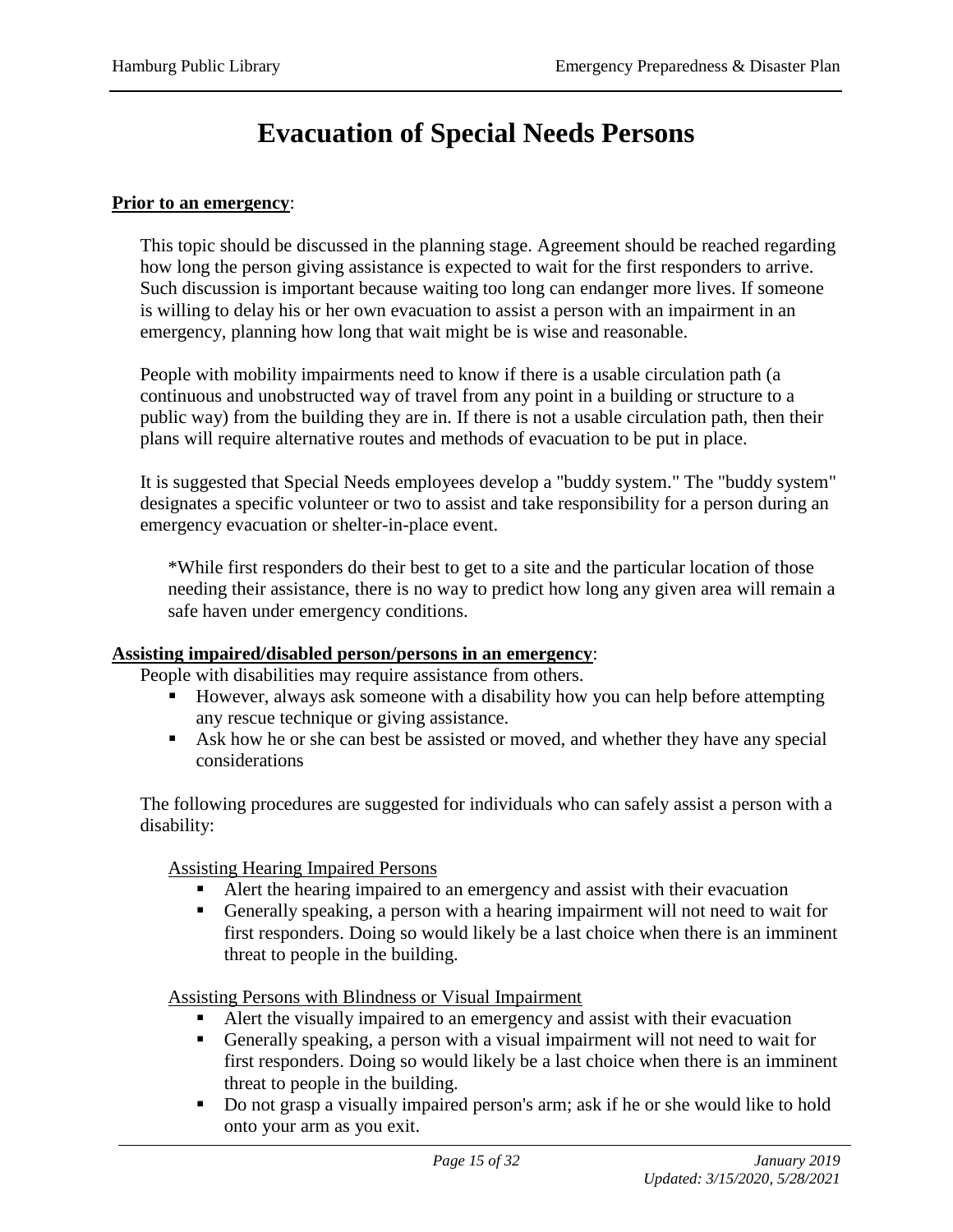# Evacuation of Special Needs Persons

**Prior to an emergency**:

This topic should be discussed in the planning stage. Agreement should be reached regarding how long the person giving assistance is expected to wait for the first responders to arrive. Such discussion is important because waiting too long can endanger more lives. If someone is willing to delay his or her own evacuation to assist a person with an impairment in an emergency, planning how long that wait might be is wise and reasonable.

People with mobility impairments need to know if there is a usable circulation path (a continuous and unobstructed way of travel from any point in a building or structure to a public way) from the building they are in. If there is not a usable circulation path, then their plans will require alternative routes and methods of evacuation to be put in place.

It is suggested that Special Needs employees develop a "buddy system." The "buddy system" designates a specific volunteer or two to assist and take responsibility for a person during an emergency evacuation or shelter-in-place event.

*While first responders do their best to get to a site and the particular location of those needing their assistance, there is no way to predict how long any given area will remain a safe haven under emergency conditions.

**Assisting impaired/disabled person/persons in an emergency**:

People with disabilities may require assistance from others.

- However, always ask someone with a disability how you can help before attempting any rescue technique or giving assistance.
- Ask how he or she can best be assisted or moved, and whether they have any special considerations

The following procedures are suggested for individuals who can safely assist a person with a disability:

Assisting Hearing Impaired Persons

- Alert the hearing impaired to an emergency and assist with their evacuation
- Generally speaking, a person with a hearing impairment will not need to wait for first responders. Doing so would likely be a last choice when there is an imminent threat to people in the building.

Assisting Persons with Blindness or Visual Impairment

- Alert the visually impaired to an emergency and assist with their evacuation
- Generally speaking, a person with a visual impairment will not need to wait for first responders. Doing so would likely be a last choice when there is an imminent threat to people in the building.
- Do not grasp a visually impaired person's arm; ask if he or she would like to hold onto your arm as you exit.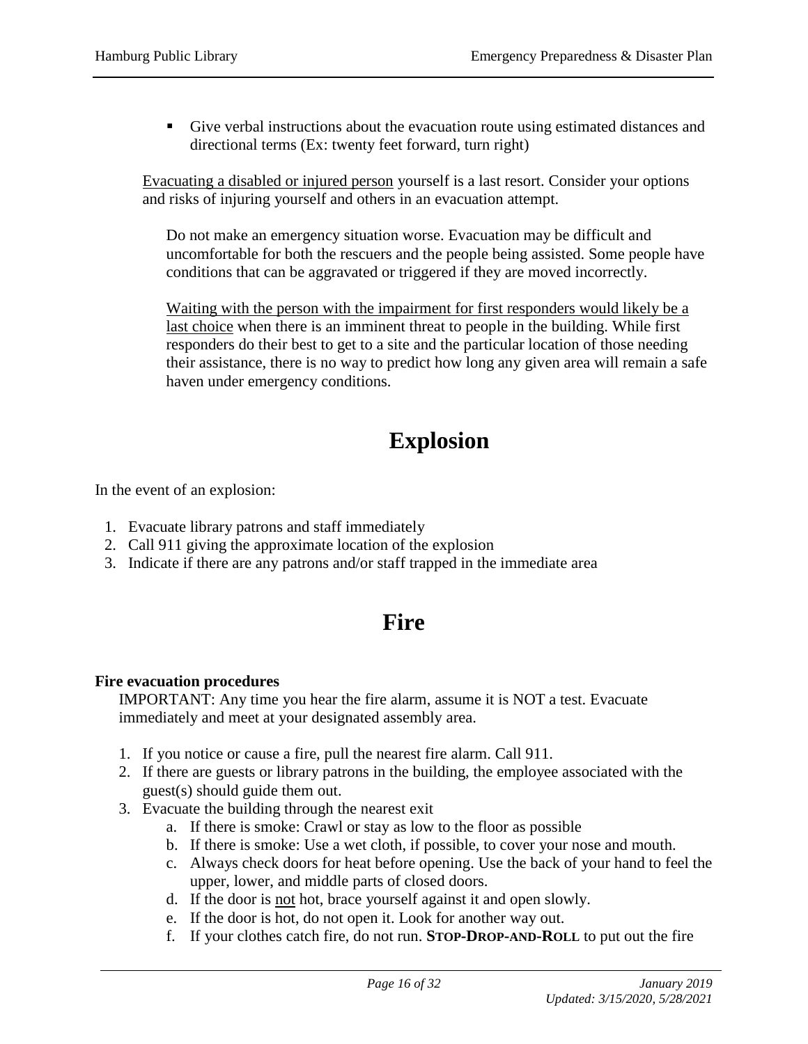- Give verbal instructions about the evacuation route using estimated distances and directional terms (Ex: twenty feet forward, turn right)

<u>Evacuating a disabled or injured person</u> yourself is a last resort. Consider your options and risks of injuring yourself and others in an evacuation attempt.

Do not make an emergency situation worse. Evacuation may be difficult and uncomfortable for both the rescuers and the people being assisted. Some people have conditions that can be aggravated or triggered if they are moved incorrectly.

<u>Waiting with the person with the impairment for first responders would likely be a last choice</u> when there is an imminent threat to people in the building. While first responders do their best to get to a site and the particular location of those needing their assistance, there is no way to predict how long any given area will remain a safe haven under emergency conditions.

# Explosion

In the event of an explosion:

1. Evacuate library patrons and staff immediately
2. Call 911 giving the approximate location of the explosion
3. Indicate if there are any patrons and/or staff trapped in the immediate area

# Fire

**Fire evacuation procedures**

IMPORTANT: Any time you hear the fire alarm, assume it is NOT a test. Evacuate immediately and meet at your designated assembly area.

1. If you notice or cause a fire, pull the nearest fire alarm. Call 911.
2. If there are guests or library patrons in the building, the employee associated with the guest(s) should guide them out.
3. Evacuate the building through the nearest exit
   a. If there is smoke: Crawl or stay as low to the floor as possible
   b. If there is smoke: Use a wet cloth, if possible, to cover your nose and mouth.
   c. Always check doors for heat before opening. Use the back of your hand to feel the upper, lower, and middle parts of closed doors.
   d. If the door is <u>not</u> hot, brace yourself against it and open slowly.
   e. If the door is hot, do not open it. Look for another way out.
   f. If your clothes catch fire, do not run. **STOP-DROP-AND-ROLL** to put out the fire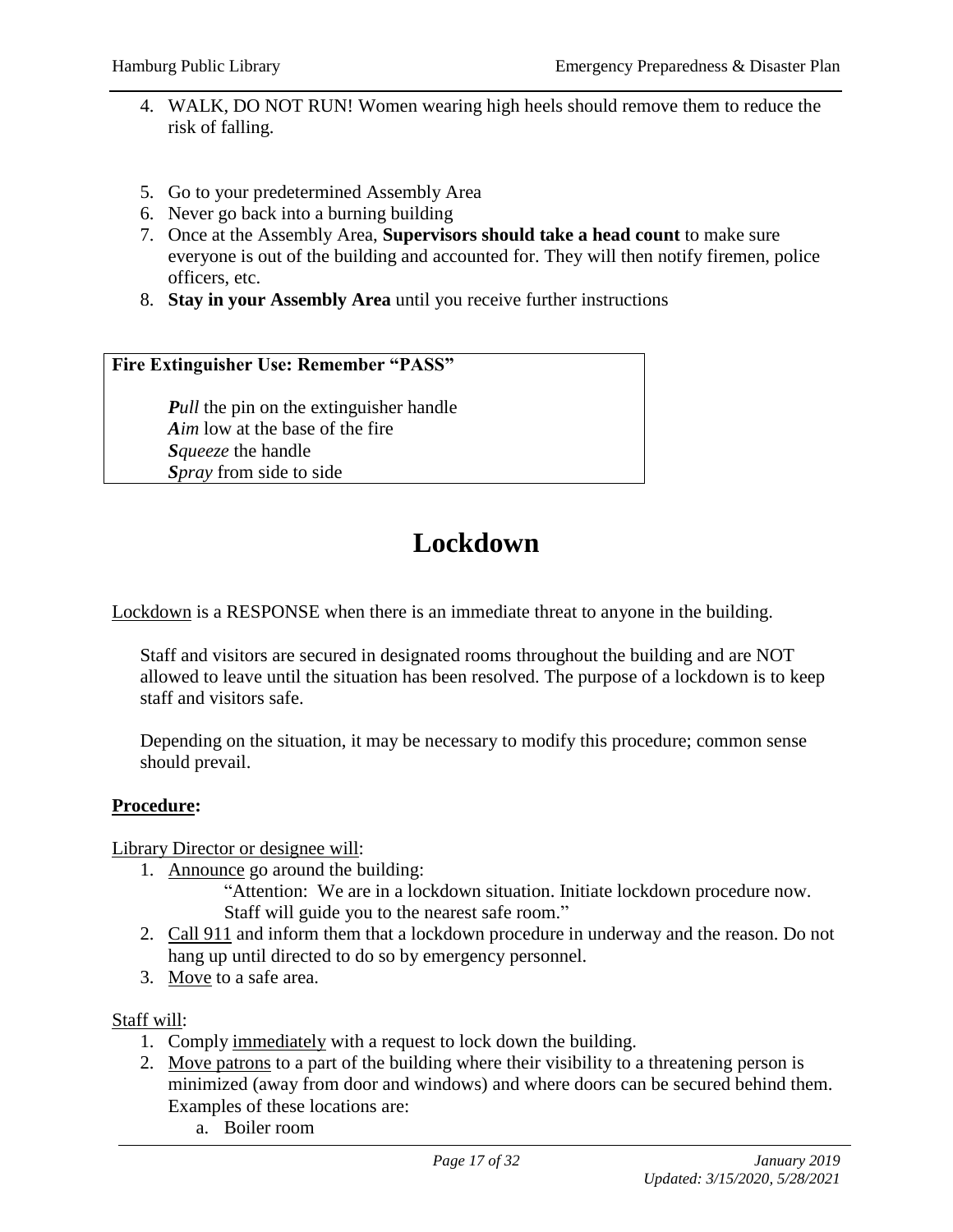4. WALK, DO NOT RUN! Women wearing high heels should remove them to reduce the risk of falling.

5. Go to your predetermined Assembly Area
6. Never go back into a burning building
7. Once at the Assembly Area, **Supervisors should take a head count** to make sure everyone is out of the building and accounted for. They will then notify firemen, police officers, etc.
8. **Stay in your Assembly Area** until you receive further instructions

**Fire Extinguisher Use: Remember "PASS"**

***P****ull* the pin on the extinguisher handle
***A****im* low at the base of the fire
***S****queeze* the handle
***S****pray* from side to side

# Lockdown

Lockdown is a RESPONSE when there is an immediate threat to anyone in the building.

Staff and visitors are secured in designated rooms throughout the building and are NOT allowed to leave until the situation has been resolved. The purpose of a lockdown is to keep staff and visitors safe.

Depending on the situation, it may be necessary to modify this procedure; common sense should prevail.

**Procedure:**

Library Director or designee will:

1. Announce go around the building:
   "Attention: We are in a lockdown situation. Initiate lockdown procedure now. Staff will guide you to the nearest safe room."
2. Call 911 and inform them that a lockdown procedure in underway and the reason. Do not hang up until directed to do so by emergency personnel.
3. Move to a safe area.

Staff will:

1. Comply immediately with a request to lock down the building.
2. Move patrons to a part of the building where their visibility to a threatening person is minimized (away from door and windows) and where doors can be secured behind them. Examples of these locations are:
   a. Boiler room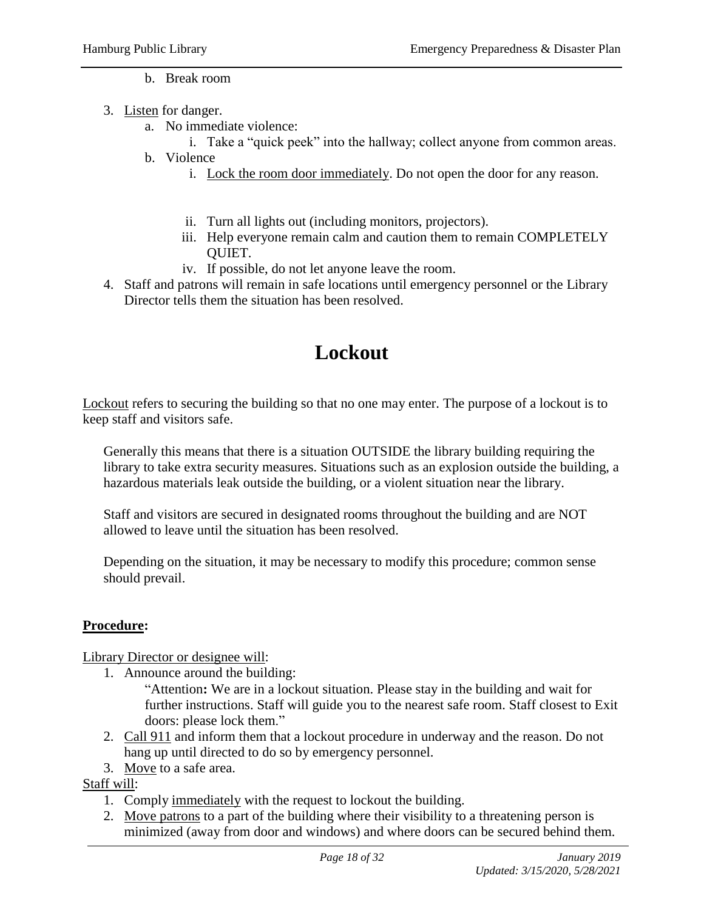b. Break room

3. Listen for danger.
   a. No immediate violence:
      i. Take a "quick peek" into the hallway; collect anyone from common areas.
   b. Violence
      i. Lock the room door immediately. Do not open the door for any reason.
      ii. Turn all lights out (including monitors, projectors).
      iii. Help everyone remain calm and caution them to remain COMPLETELY QUIET.
      iv. If possible, do not let anyone leave the room.
4. Staff and patrons will remain in safe locations until emergency personnel or the Library Director tells them the situation has been resolved.

# Lockout

Lockout refers to securing the building so that no one may enter. The purpose of a lockout is to keep staff and visitors safe.

Generally this means that there is a situation OUTSIDE the library building requiring the library to take extra security measures. Situations such as an explosion outside the building, a hazardous materials leak outside the building, or a violent situation near the library.

Staff and visitors are secured in designated rooms throughout the building and are NOT allowed to leave until the situation has been resolved.

Depending on the situation, it may be necessary to modify this procedure; common sense should prevail.

**Procedure:**

Library Director or designee will:

1. Announce around the building:
   "Attention**:** We are in a lockout situation. Please stay in the building and wait for further instructions. Staff will guide you to the nearest safe room. Staff closest to Exit doors: please lock them."
2. Call 911 and inform them that a lockout procedure in underway and the reason. Do not hang up until directed to do so by emergency personnel.
3. Move to a safe area.

Staff will:

1. Comply immediately with the request to lockout the building.
2. Move patrons to a part of the building where their visibility to a threatening person is minimized (away from door and windows) and where doors can be secured behind them.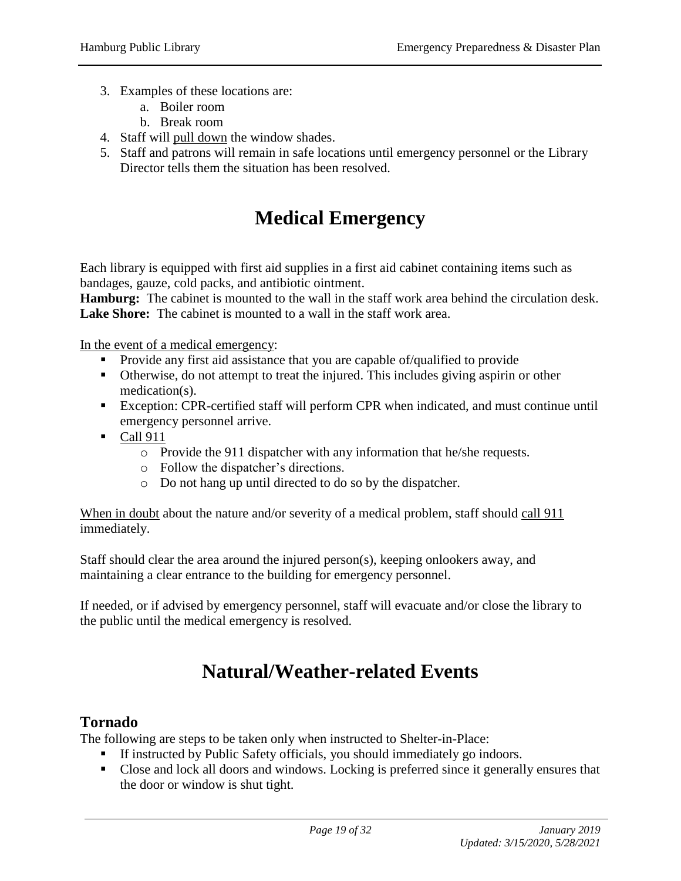3. Examples of these locations are:
    a. Boiler room
    b. Break room
4. Staff will pull down the window shades.
5. Staff and patrons will remain in safe locations until emergency personnel or the Library Director tells them the situation has been resolved.

# Medical Emergency

Each library is equipped with first aid supplies in a first aid cabinet containing items such as bandages, gauze, cold packs, and antibiotic ointment.
**Hamburg:** The cabinet is mounted to the wall in the staff work area behind the circulation desk.
**Lake Shore:** The cabinet is mounted to a wall in the staff work area.

In the event of a medical emergency:

- Provide any first aid assistance that you are capable of/qualified to provide
- Otherwise, do not attempt to treat the injured. This includes giving aspirin or other medication(s).
- Exception: CPR-certified staff will perform CPR when indicated, and must continue until emergency personnel arrive.
- Call 911
    - Provide the 911 dispatcher with any information that he/she requests.
    - Follow the dispatcher's directions.
    - Do not hang up until directed to do so by the dispatcher.

When in doubt about the nature and/or severity of a medical problem, staff should call 911 immediately.

Staff should clear the area around the injured person(s), keeping onlookers away, and maintaining a clear entrance to the building for emergency personnel.

If needed, or if advised by emergency personnel, staff will evacuate and/or close the library to the public until the medical emergency is resolved.

# Natural/Weather-related Events

## Tornado

The following are steps to be taken only when instructed to Shelter-in-Place:

- If instructed by Public Safety officials, you should immediately go indoors.
- Close and lock all doors and windows. Locking is preferred since it generally ensures that the door or window is shut tight.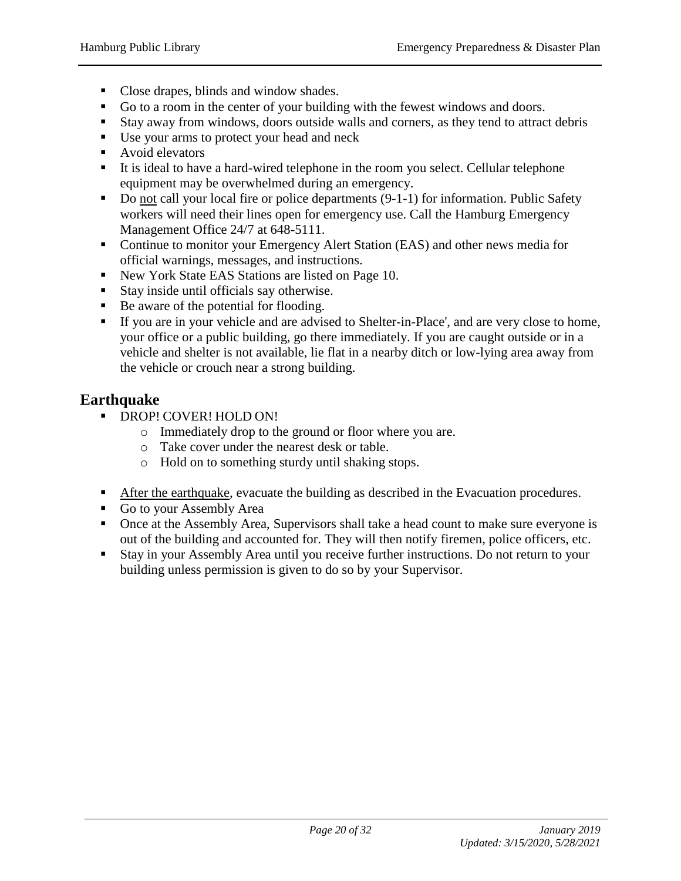- Close drapes, blinds and window shades.
- Go to a room in the center of your building with the fewest windows and doors.
- Stay away from windows, doors outside walls and corners, as they tend to attract debris
- Use your arms to protect your head and neck
- Avoid elevators
- It is ideal to have a hard-wired telephone in the room you select. Cellular telephone equipment may be overwhelmed during an emergency.
- Do <u>not</u> call your local fire or police departments (9-1-1) for information. Public Safety workers will need their lines open for emergency use. Call the Hamburg Emergency Management Office 24/7 at 648-5111.
- Continue to monitor your Emergency Alert Station (EAS) and other news media for official warnings, messages, and instructions.
- New York State EAS Stations are listed on Page 10.
- Stay inside until officials say otherwise.
- Be aware of the potential for flooding.
- If you are in your vehicle and are advised to Shelter-in-Place', and are very close to home, your office or a public building, go there immediately. If you are caught outside or in a vehicle and shelter is not available, lie flat in a nearby ditch or low-lying area away from the vehicle or crouch near a strong building.

## Earthquake

- DROP! COVER! HOLD ON!
  - Immediately drop to the ground or floor where you are.
  - Take cover under the nearest desk or table.
  - Hold on to something sturdy until shaking stops.

- <u>After the earthquake</u>, evacuate the building as described in the Evacuation procedures.
- Go to your Assembly Area
- Once at the Assembly Area, Supervisors shall take a head count to make sure everyone is out of the building and accounted for. They will then notify firemen, police officers, etc.
- Stay in your Assembly Area until you receive further instructions. Do not return to your building unless permission is given to do so by your Supervisor.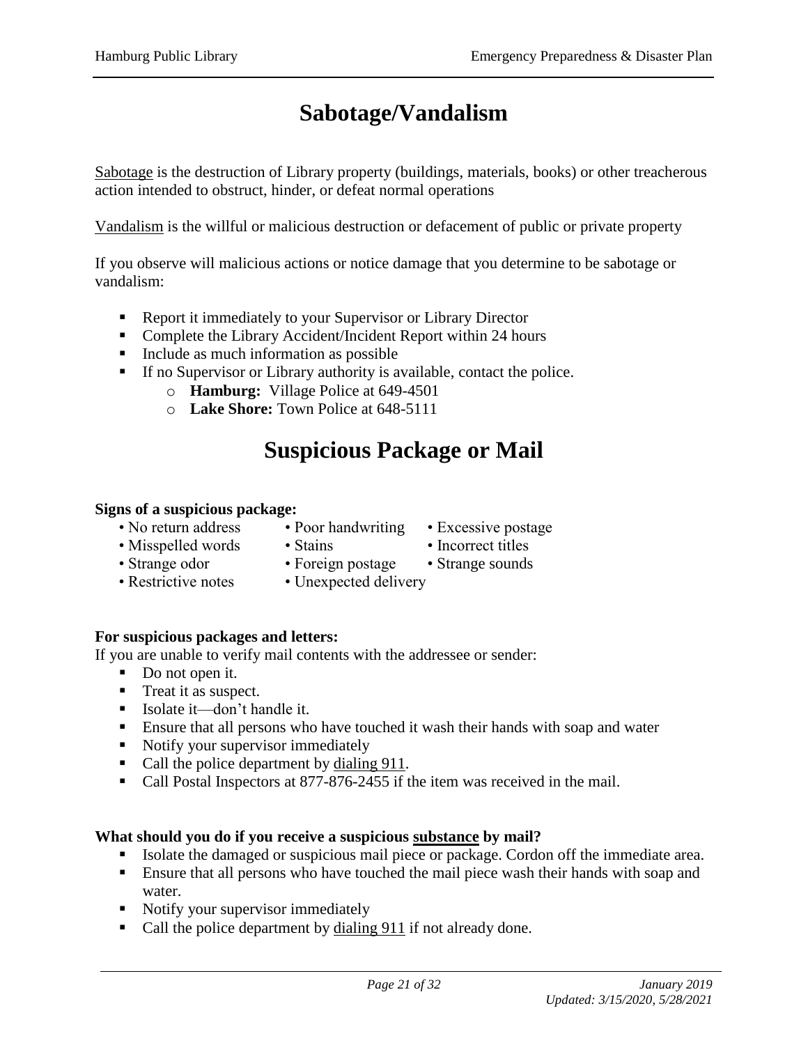# Sabotage/Vandalism

Sabotage is the destruction of Library property (buildings, materials, books) or other treacherous action intended to obstruct, hinder, or defeat normal operations

Vandalism is the willful or malicious destruction or defacement of public or private property

If you observe will malicious actions or notice damage that you determine to be sabotage or vandalism:

- Report it immediately to your Supervisor or Library Director
- Complete the Library Accident/Incident Report within 24 hours
- Include as much information as possible
- If no Supervisor or Library authority is available, contact the police.
  - **Hamburg:** Village Police at 649-4501
  - **Lake Shore:** Town Police at 648-5111

# Suspicious Package or Mail

**Signs of a suspicious package:**

- No return address
- Poor handwriting
- Excessive postage
- Misspelled words
- Stains
- Incorrect titles
- Strange odor
- Foreign postage
- Strange sounds
- Restrictive notes
- Unexpected delivery

**For suspicious packages and letters:**

If you are unable to verify mail contents with the addressee or sender:

- Do not open it.
- Treat it as suspect.
- Isolate it—don't handle it.
- Ensure that all persons who have touched it wash their hands with soap and water
- Notify your supervisor immediately
- Call the police department by dialing 911.
- Call Postal Inspectors at 877-876-2455 if the item was received in the mail.

**What should you do if you receive a suspicious substance by mail?**

- Isolate the damaged or suspicious mail piece or package. Cordon off the immediate area.
- Ensure that all persons who have touched the mail piece wash their hands with soap and water.
- Notify your supervisor immediately
- Call the police department by dialing 911 if not already done.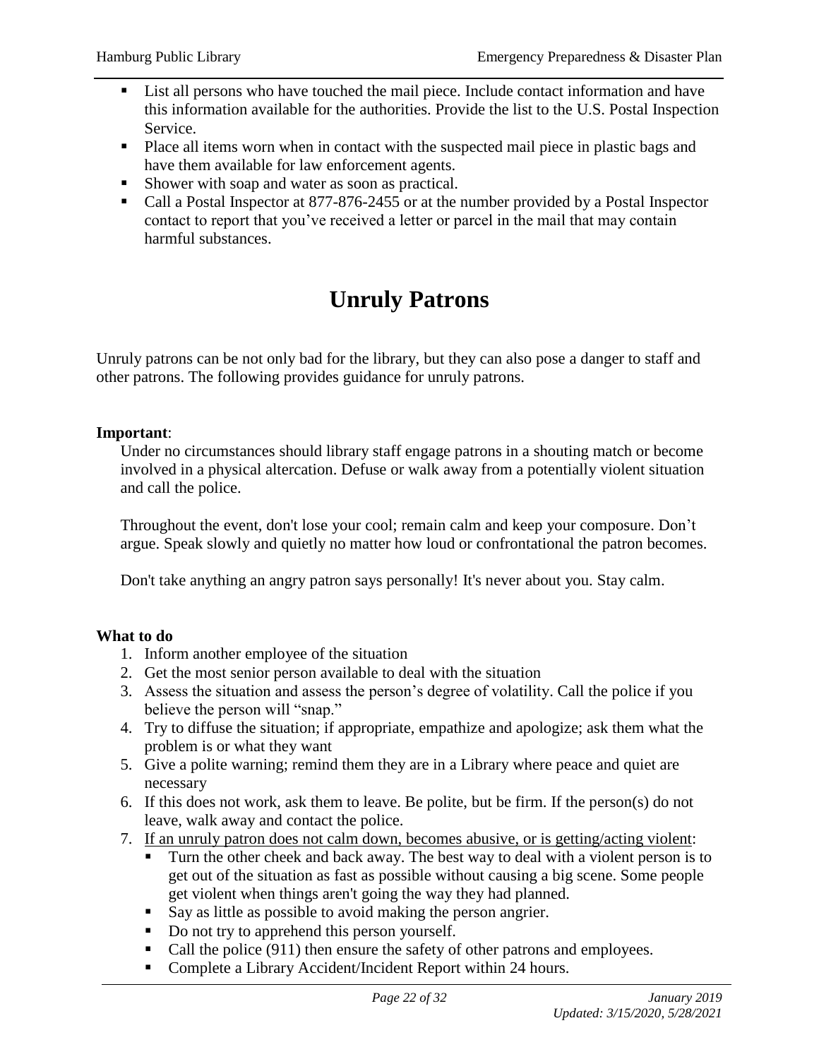- List all persons who have touched the mail piece. Include contact information and have this information available for the authorities. Provide the list to the U.S. Postal Inspection Service.
- Place all items worn when in contact with the suspected mail piece in plastic bags and have them available for law enforcement agents.
- Shower with soap and water as soon as practical.
- Call a Postal Inspector at 877-876-2455 or at the number provided by a Postal Inspector contact to report that you've received a letter or parcel in the mail that may contain harmful substances.

# Unruly Patrons

Unruly patrons can be not only bad for the library, but they can also pose a danger to staff and other patrons. The following provides guidance for unruly patrons.

**Important**:

Under no circumstances should library staff engage patrons in a shouting match or become involved in a physical altercation. Defuse or walk away from a potentially violent situation and call the police.

Throughout the event, don't lose your cool; remain calm and keep your composure. Don't argue. Speak slowly and quietly no matter how loud or confrontational the patron becomes.

Don't take anything an angry patron says personally! It's never about you. Stay calm.

**What to do**

1. Inform another employee of the situation
2. Get the most senior person available to deal with the situation
3. Assess the situation and assess the person's degree of volatility. Call the police if you believe the person will "snap."
4. Try to diffuse the situation; if appropriate, empathize and apologize; ask them what the problem is or what they want
5. Give a polite warning; remind them they are in a Library where peace and quiet are necessary
6. If this does not work, ask them to leave. Be polite, but be firm. If the person(s) do not leave, walk away and contact the police.
7. <u>If an unruly patron does not calm down, becomes abusive, or is getting/acting violent</u>:
   - Turn the other cheek and back away. The best way to deal with a violent person is to get out of the situation as fast as possible without causing a big scene. Some people get violent when things aren't going the way they had planned.
   - Say as little as possible to avoid making the person angrier.
   - Do not try to apprehend this person yourself.
   - Call the police (911) then ensure the safety of other patrons and employees.
   - Complete a Library Accident/Incident Report within 24 hours.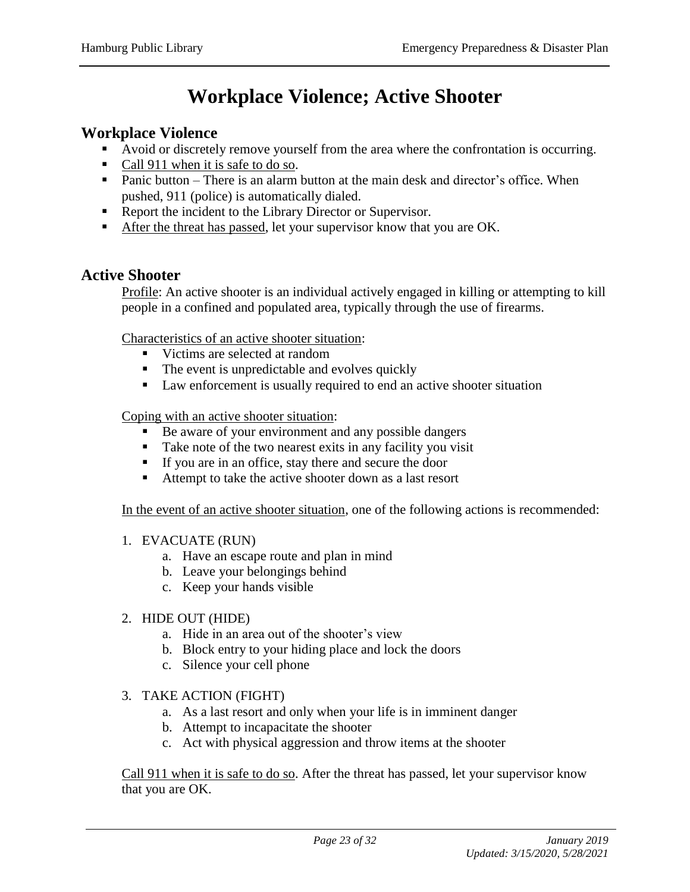# Workplace Violence; Active Shooter

## Workplace Violence

- Avoid or discretely remove yourself from the area where the confrontation is occurring.
- Call 911 when it is safe to do so.
- Panic button – There is an alarm button at the main desk and director's office. When pushed, 911 (police) is automatically dialed.
- Report the incident to the Library Director or Supervisor.
- After the threat has passed, let your supervisor know that you are OK.

## Active Shooter

Profile: An active shooter is an individual actively engaged in killing or attempting to kill people in a confined and populated area, typically through the use of firearms.

Characteristics of an active shooter situation:

- Victims are selected at random
- The event is unpredictable and evolves quickly
- Law enforcement is usually required to end an active shooter situation

Coping with an active shooter situation:

- Be aware of your environment and any possible dangers
- Take note of the two nearest exits in any facility you visit
- If you are in an office, stay there and secure the door
- Attempt to take the active shooter down as a last resort

In the event of an active shooter situation, one of the following actions is recommended:

1. EVACUATE (RUN)
   a. Have an escape route and plan in mind
   b. Leave your belongings behind
   c. Keep your hands visible

2. HIDE OUT (HIDE)
   a. Hide in an area out of the shooter's view
   b. Block entry to your hiding place and lock the doors
   c. Silence your cell phone

3. TAKE ACTION (FIGHT)
   a. As a last resort and only when your life is in imminent danger
   b. Attempt to incapacitate the shooter
   c. Act with physical aggression and throw items at the shooter

Call 911 when it is safe to do so. After the threat has passed, let your supervisor know that you are OK.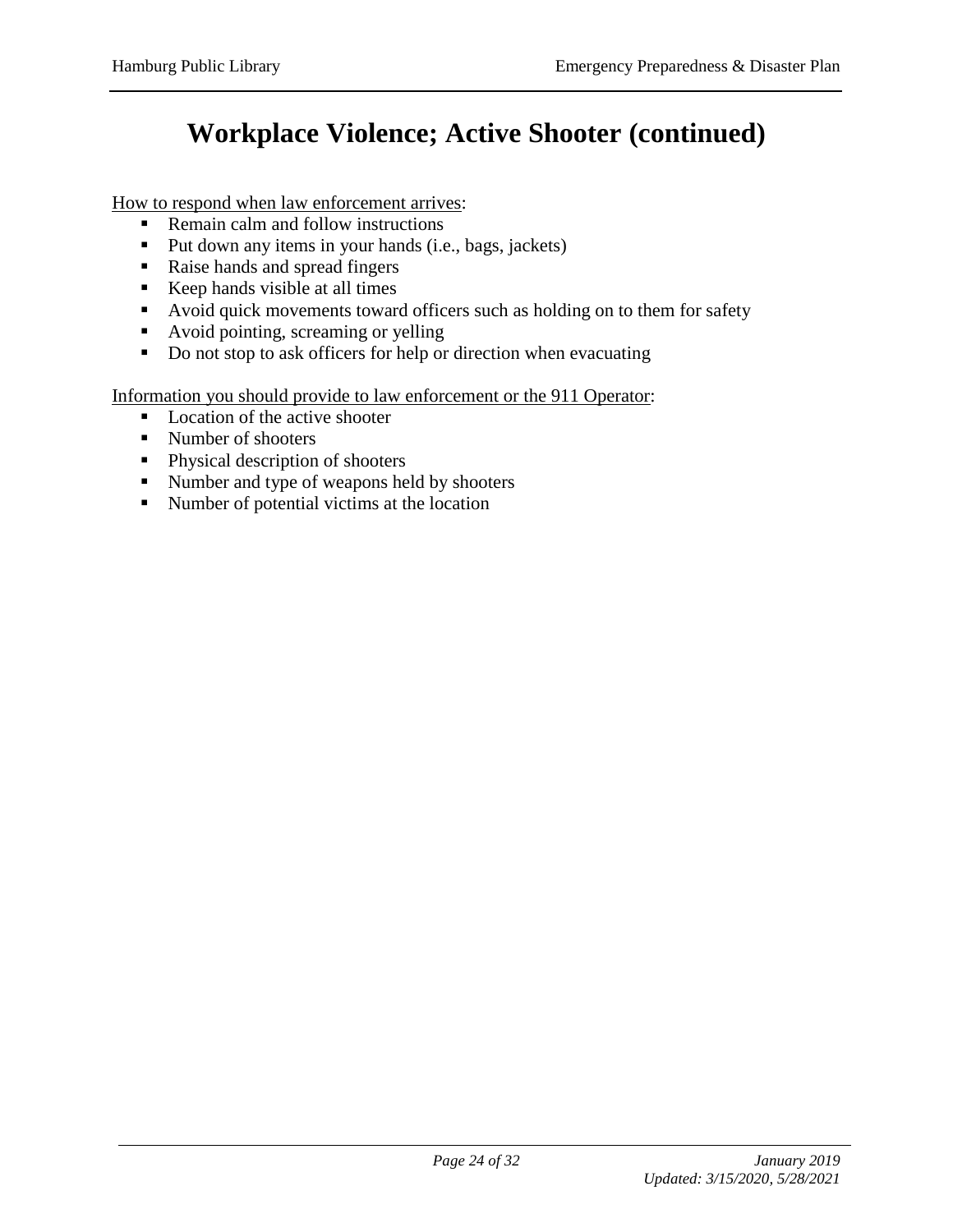# Workplace Violence; Active Shooter (continued)

<u>How to respond when law enforcement arrives</u>:

- Remain calm and follow instructions
- Put down any items in your hands (i.e., bags, jackets)
- Raise hands and spread fingers
- Keep hands visible at all times
- Avoid quick movements toward officers such as holding on to them for safety
- Avoid pointing, screaming or yelling
- Do not stop to ask officers for help or direction when evacuating

<u>Information you should provide to law enforcement or the 911 Operator</u>:

- Location of the active shooter
- Number of shooters
- Physical description of shooters
- Number and type of weapons held by shooters
- Number of potential victims at the location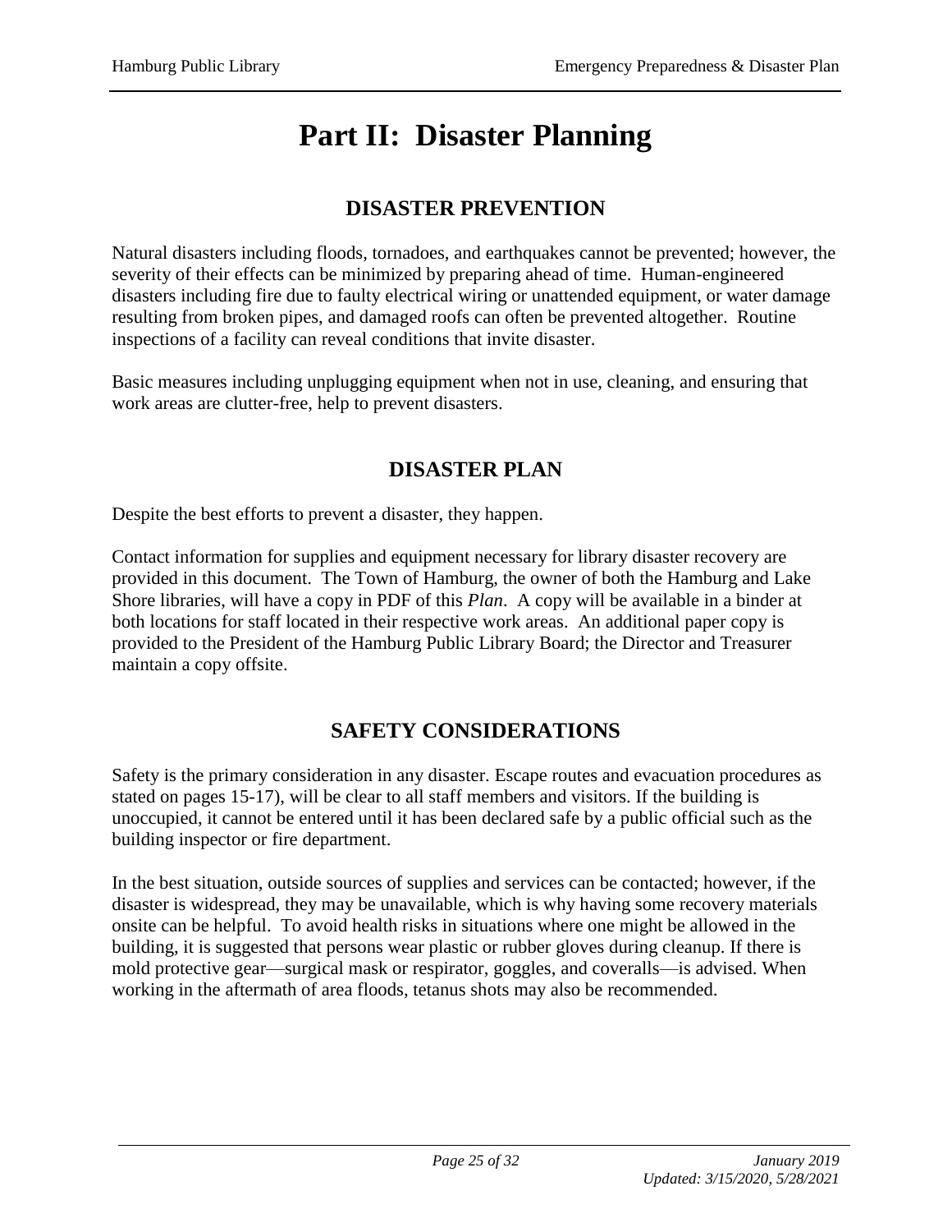# Part II: Disaster Planning

## DISASTER PREVENTION

Natural disasters including floods, tornadoes, and earthquakes cannot be prevented; however, the severity of their effects can be minimized by preparing ahead of time. Human-engineered disasters including fire due to faulty electrical wiring or unattended equipment, or water damage resulting from broken pipes, and damaged roofs can often be prevented altogether. Routine inspections of a facility can reveal conditions that invite disaster.

Basic measures including unplugging equipment when not in use, cleaning, and ensuring that work areas are clutter-free, help to prevent disasters.

## DISASTER PLAN

Despite the best efforts to prevent a disaster, they happen.

Contact information for supplies and equipment necessary for library disaster recovery are provided in this document. The Town of Hamburg, the owner of both the Hamburg and Lake Shore libraries, will have a copy in PDF of this *Plan*. A copy will be available in a binder at both locations for staff located in their respective work areas. An additional paper copy is provided to the President of the Hamburg Public Library Board; the Director and Treasurer maintain a copy offsite.

## SAFETY CONSIDERATIONS

Safety is the primary consideration in any disaster. Escape routes and evacuation procedures as stated on pages 15-17), will be clear to all staff members and visitors. If the building is unoccupied, it cannot be entered until it has been declared safe by a public official such as the building inspector or fire department.

In the best situation, outside sources of supplies and services can be contacted; however, if the disaster is widespread, they may be unavailable, which is why having some recovery materials onsite can be helpful. To avoid health risks in situations where one might be allowed in the building, it is suggested that persons wear plastic or rubber gloves during cleanup. If there is mold protective gear—surgical mask or respirator, goggles, and coveralls—is advised. When working in the aftermath of area floods, tetanus shots may also be recommended.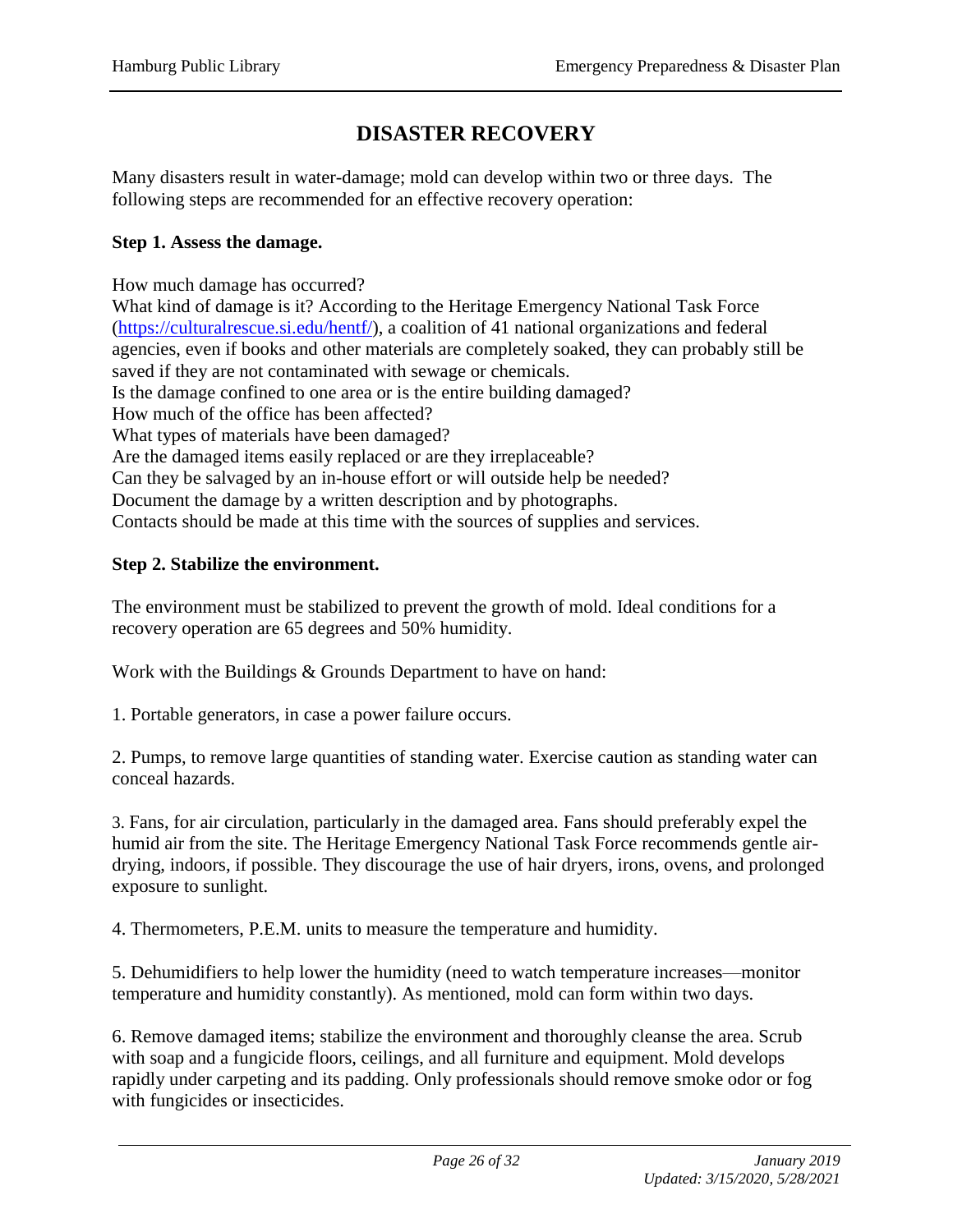# DISASTER RECOVERY

Many disasters result in water-damage; mold can develop within two or three days. The following steps are recommended for an effective recovery operation:

**Step 1. Assess the damage.**

How much damage has occurred?
What kind of damage is it? According to the Heritage Emergency National Task Force (https://culturalrescue.si.edu/hentf/), a coalition of 41 national organizations and federal agencies, even if books and other materials are completely soaked, they can probably still be saved if they are not contaminated with sewage or chemicals.
Is the damage confined to one area or is the entire building damaged?
How much of the office has been affected?
What types of materials have been damaged?
Are the damaged items easily replaced or are they irreplaceable?
Can they be salvaged by an in-house effort or will outside help be needed?
Document the damage by a written description and by photographs.
Contacts should be made at this time with the sources of supplies and services.

**Step 2. Stabilize the environment.**

The environment must be stabilized to prevent the growth of mold. Ideal conditions for a recovery operation are 65 degrees and 50% humidity.

Work with the Buildings & Grounds Department to have on hand:

1. Portable generators, in case a power failure occurs.

2. Pumps, to remove large quantities of standing water. Exercise caution as standing water can conceal hazards.

3. Fans, for air circulation, particularly in the damaged area. Fans should preferably expel the humid air from the site. The Heritage Emergency National Task Force recommends gentle air-drying, indoors, if possible. They discourage the use of hair dryers, irons, ovens, and prolonged exposure to sunlight.

4. Thermometers, P.E.M. units to measure the temperature and humidity.

5. Dehumidifiers to help lower the humidity (need to watch temperature increases—monitor temperature and humidity constantly). As mentioned, mold can form within two days.

6. Remove damaged items; stabilize the environment and thoroughly cleanse the area. Scrub with soap and a fungicide floors, ceilings, and all furniture and equipment. Mold develops rapidly under carpeting and its padding. Only professionals should remove smoke odor or fog with fungicides or insecticides.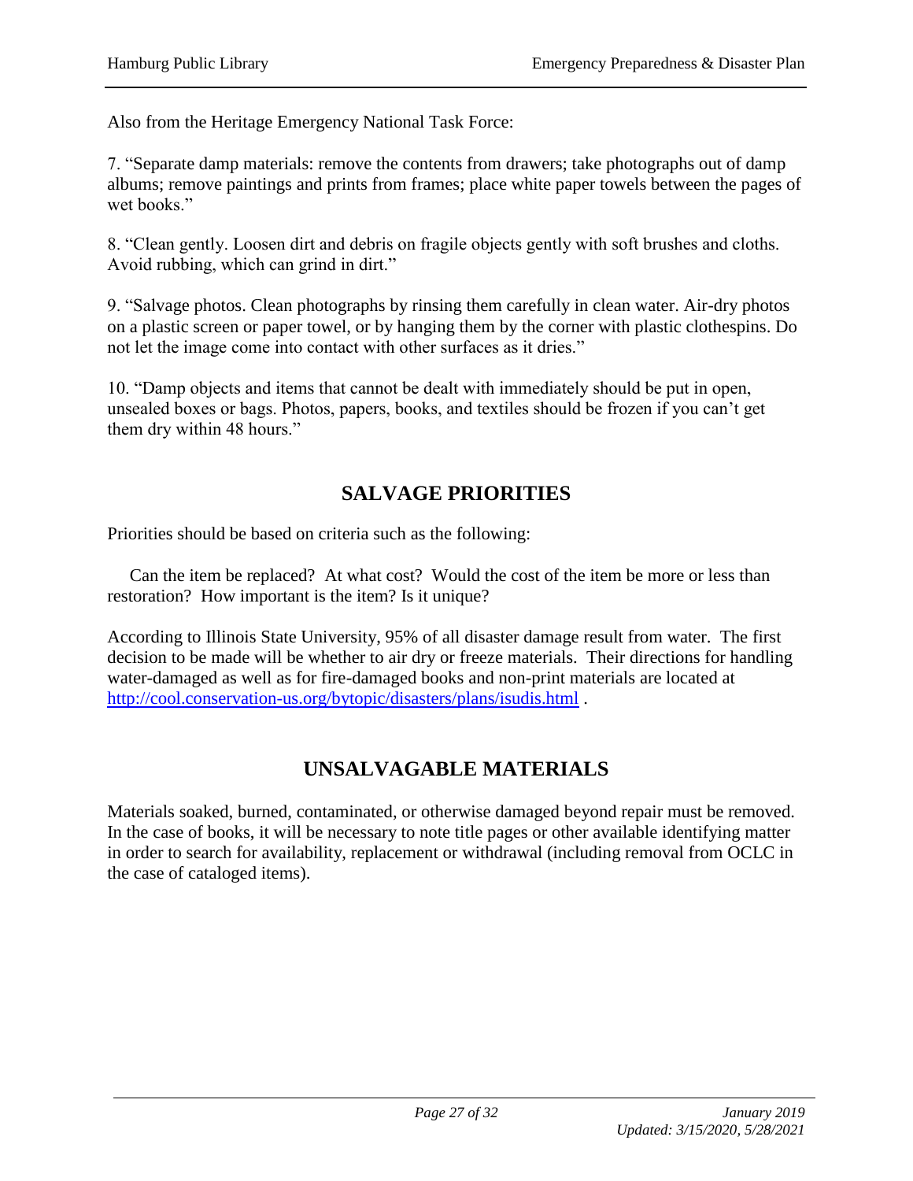Also from the Heritage Emergency National Task Force:

7. "Separate damp materials: remove the contents from drawers; take photographs out of damp albums; remove paintings and prints from frames; place white paper towels between the pages of wet books."

8. "Clean gently. Loosen dirt and debris on fragile objects gently with soft brushes and cloths. Avoid rubbing, which can grind in dirt."

9. "Salvage photos. Clean photographs by rinsing them carefully in clean water. Air-dry photos on a plastic screen or paper towel, or by hanging them by the corner with plastic clothespins. Do not let the image come into contact with other surfaces as it dries."

10. "Damp objects and items that cannot be dealt with immediately should be put in open, unsealed boxes or bags. Photos, papers, books, and textiles should be frozen if you can't get them dry within 48 hours."

## SALVAGE PRIORITIES

Priorities should be based on criteria such as the following:

Can the item be replaced? At what cost? Would the cost of the item be more or less than restoration? How important is the item? Is it unique?

According to Illinois State University, 95% of all disaster damage result from water. The first decision to be made will be whether to air dry or freeze materials. Their directions for handling water-damaged as well as for fire-damaged books and non-print materials are located at http://cool.conservation-us.org/bytopic/disasters/plans/isudis.html .

## UNSALVAGABLE MATERIALS

Materials soaked, burned, contaminated, or otherwise damaged beyond repair must be removed. In the case of books, it will be necessary to note title pages or other available identifying matter in order to search for availability, replacement or withdrawal (including removal from OCLC in the case of cataloged items).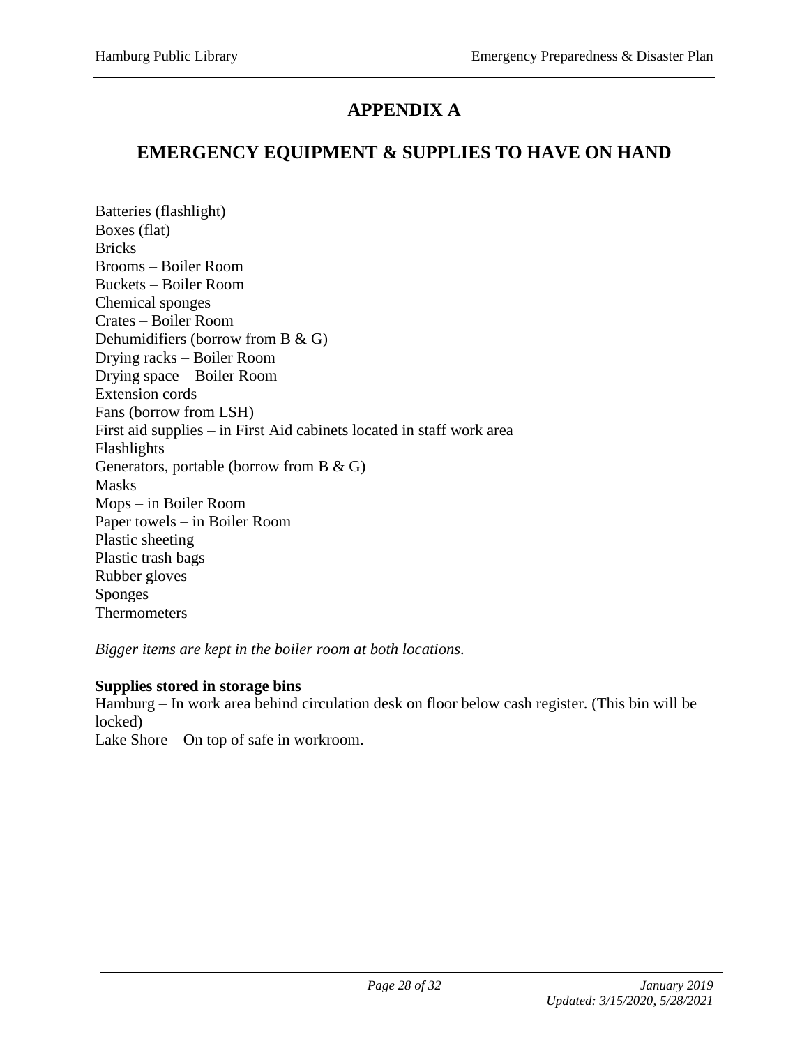# APPENDIX A

## EMERGENCY EQUIPMENT & SUPPLIES TO HAVE ON HAND

Batteries (flashlight)
Boxes (flat)
Bricks
Brooms – Boiler Room
Buckets – Boiler Room
Chemical sponges
Crates – Boiler Room
Dehumidifiers (borrow from B & G)
Drying racks – Boiler Room
Drying space – Boiler Room
Extension cords
Fans (borrow from LSH)
First aid supplies – in First Aid cabinets located in staff work area
Flashlights
Generators, portable (borrow from B & G)
Masks
Mops – in Boiler Room
Paper towels – in Boiler Room
Plastic sheeting
Plastic trash bags
Rubber gloves
Sponges
Thermometers

*Bigger items are kept in the boiler room at both locations.*

**Supplies stored in storage bins**
Hamburg – In work area behind circulation desk on floor below cash register. (This bin will be locked)
Lake Shore – On top of safe in workroom.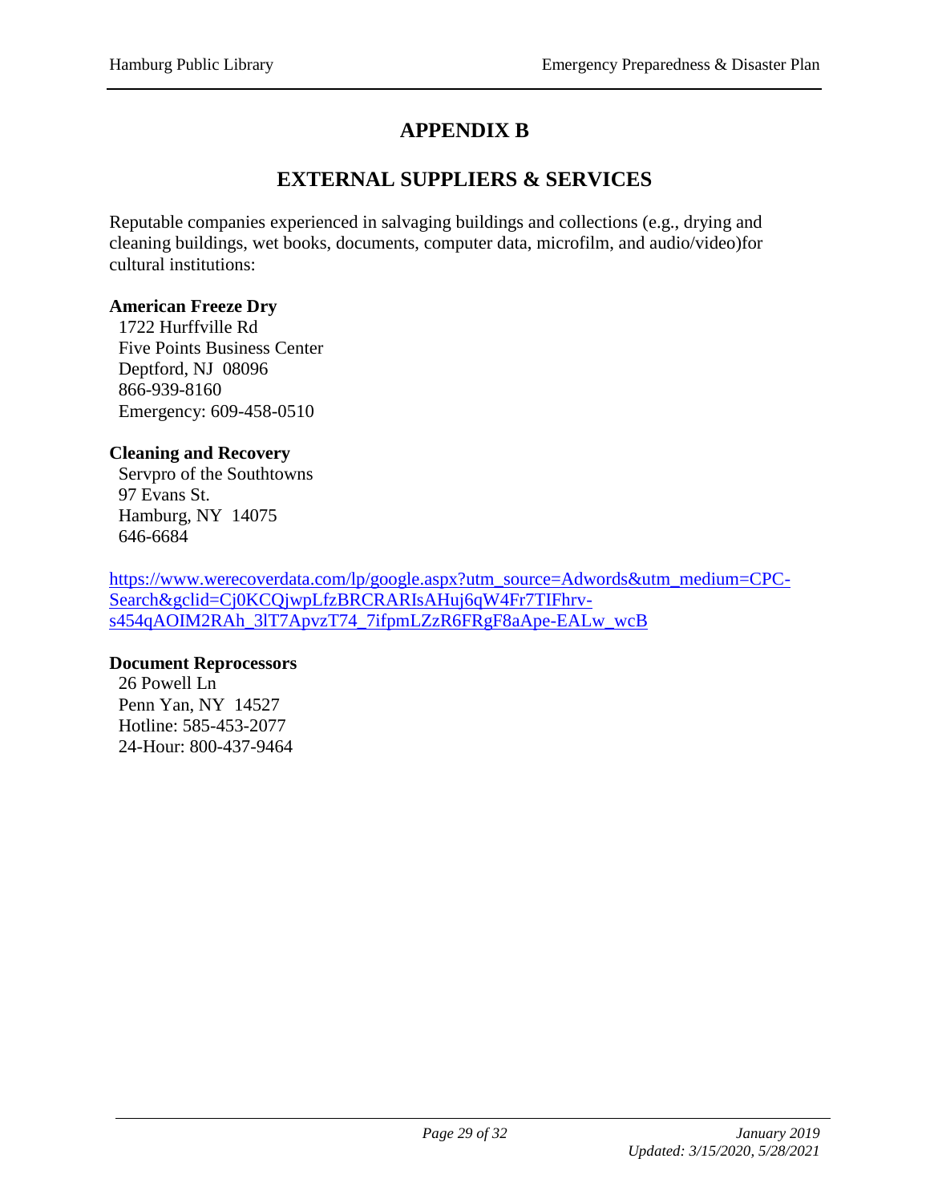# APPENDIX B

## EXTERNAL SUPPLIERS & SERVICES

Reputable companies experienced in salvaging buildings and collections (e.g., drying and cleaning buildings, wet books, documents, computer data, microfilm, and audio/video)for cultural institutions:

**American Freeze Dry**
1722 Hurffville Rd
Five Points Business Center
Deptford, NJ 08096
866-939-8160
Emergency: 609-458-0510

**Cleaning and Recovery**
Servpro of the Southtowns
97 Evans St.
Hamburg, NY 14075
646-6684

[https://www.werecoverdata.com/lp/google.aspx?utm_source=Adwords&utm_medium=CPC-Search&gclid=Cj0KCQjwpLfzBRCRARIsAHuj6qW4Fr7TIFhrv-s454qAOIM2RAh_3lT7ApvzT74_7ifpmLZzR6FRgF8aApe-EALw_wcB](https://www.werecoverdata.com/lp/google.aspx?utm_source=Adwords&utm_medium=CPC-Search&gclid=Cj0KCQjwpLfzBRCRARIsAHuj6qW4Fr7TIFhrv-s454qAOIM2RAh_3lT7ApvzT74_7ifpmLZzR6FRgF8aApe-EALw_wcB)

**Document Reprocessors**
26 Powell Ln
Penn Yan, NY 14527
Hotline: 585-453-2077
24-Hour: 800-437-9464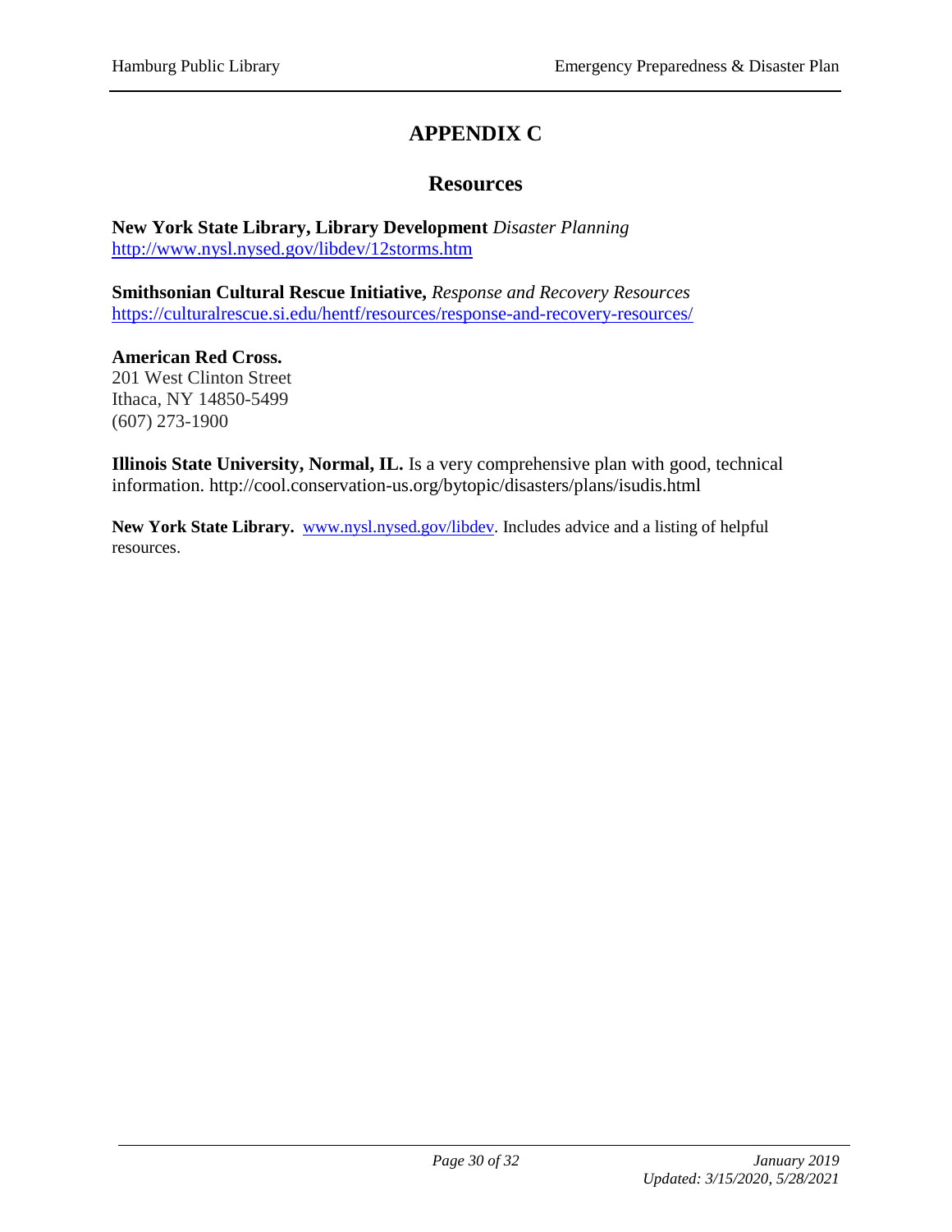# APPENDIX C

## Resources

**New York State Library, Library Development** *Disaster Planning*
[http://www.nysl.nysed.gov/libdev/12storms.htm](http://www.nysl.nysed.gov/libdev/12storms.htm)

**Smithsonian Cultural Rescue Initiative,** *Response and Recovery Resources*
[https://culturalrescue.si.edu/hentf/resources/response-and-recovery-resources/](https://culturalrescue.si.edu/hentf/resources/response-and-recovery-resources/)

**American Red Cross.**
201 West Clinton Street
Ithaca, NY 14850-5499
(607) 273-1900

**Illinois State University, Normal, IL.** Is a very comprehensive plan with good, technical information. http://cool.conservation-us.org/bytopic/disasters/plans/isudis.html

**New York State Library.** [www.nysl.nysed.gov/libdev](http://www.nysl.nysed.gov/libdev). Includes advice and a listing of helpful resources.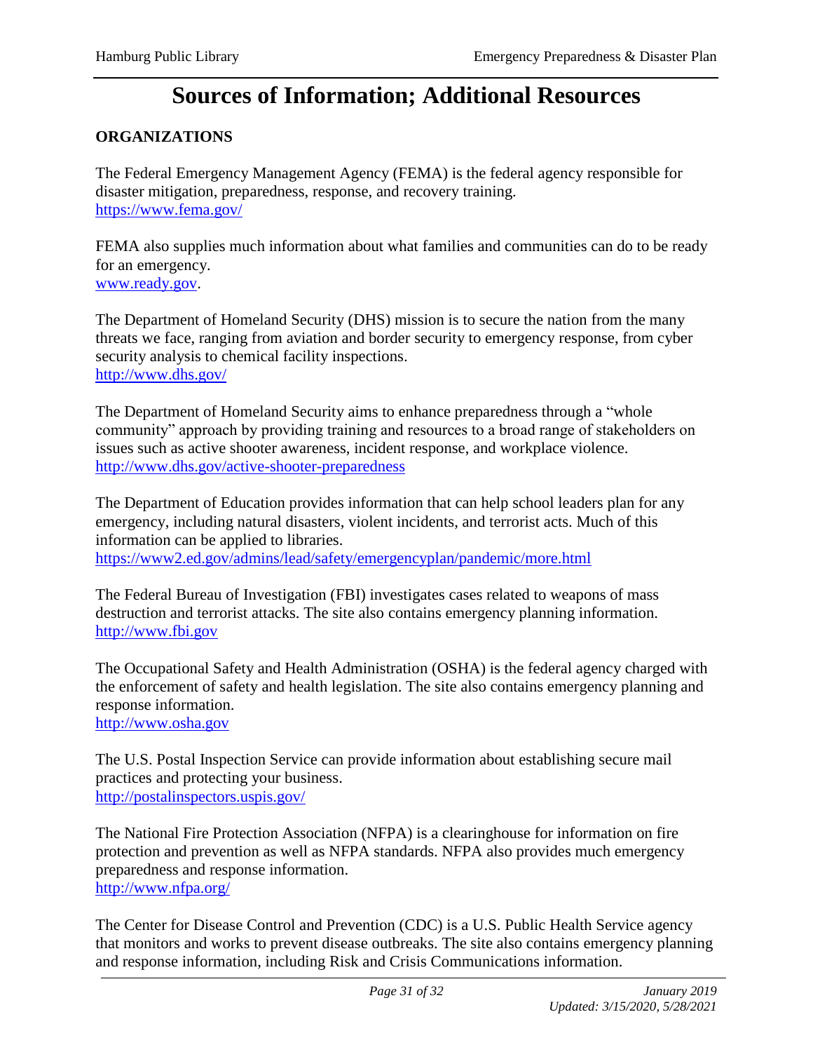# Sources of Information; Additional Resources

## ORGANIZATIONS

The Federal Emergency Management Agency (FEMA) is the federal agency responsible for disaster mitigation, preparedness, response, and recovery training.
https://www.fema.gov/

FEMA also supplies much information about what families and communities can do to be ready for an emergency.
www.ready.gov.

The Department of Homeland Security (DHS) mission is to secure the nation from the many threats we face, ranging from aviation and border security to emergency response, from cyber security analysis to chemical facility inspections.
http://www.dhs.gov/

The Department of Homeland Security aims to enhance preparedness through a "whole community" approach by providing training and resources to a broad range of stakeholders on issues such as active shooter awareness, incident response, and workplace violence.
http://www.dhs.gov/active-shooter-preparedness

The Department of Education provides information that can help school leaders plan for any emergency, including natural disasters, violent incidents, and terrorist acts. Much of this information can be applied to libraries.
https://www2.ed.gov/admins/lead/safety/emergencyplan/pandemic/more.html

The Federal Bureau of Investigation (FBI) investigates cases related to weapons of mass destruction and terrorist attacks. The site also contains emergency planning information.
http://www.fbi.gov

The Occupational Safety and Health Administration (OSHA) is the federal agency charged with the enforcement of safety and health legislation. The site also contains emergency planning and response information.
http://www.osha.gov

The U.S. Postal Inspection Service can provide information about establishing secure mail practices and protecting your business.
http://postalinspectors.uspis.gov/

The National Fire Protection Association (NFPA) is a clearinghouse for information on fire protection and prevention as well as NFPA standards. NFPA also provides much emergency preparedness and response information.
http://www.nfpa.org/

The Center for Disease Control and Prevention (CDC) is a U.S. Public Health Service agency that monitors and works to prevent disease outbreaks. The site also contains emergency planning and response information, including Risk and Crisis Communications information.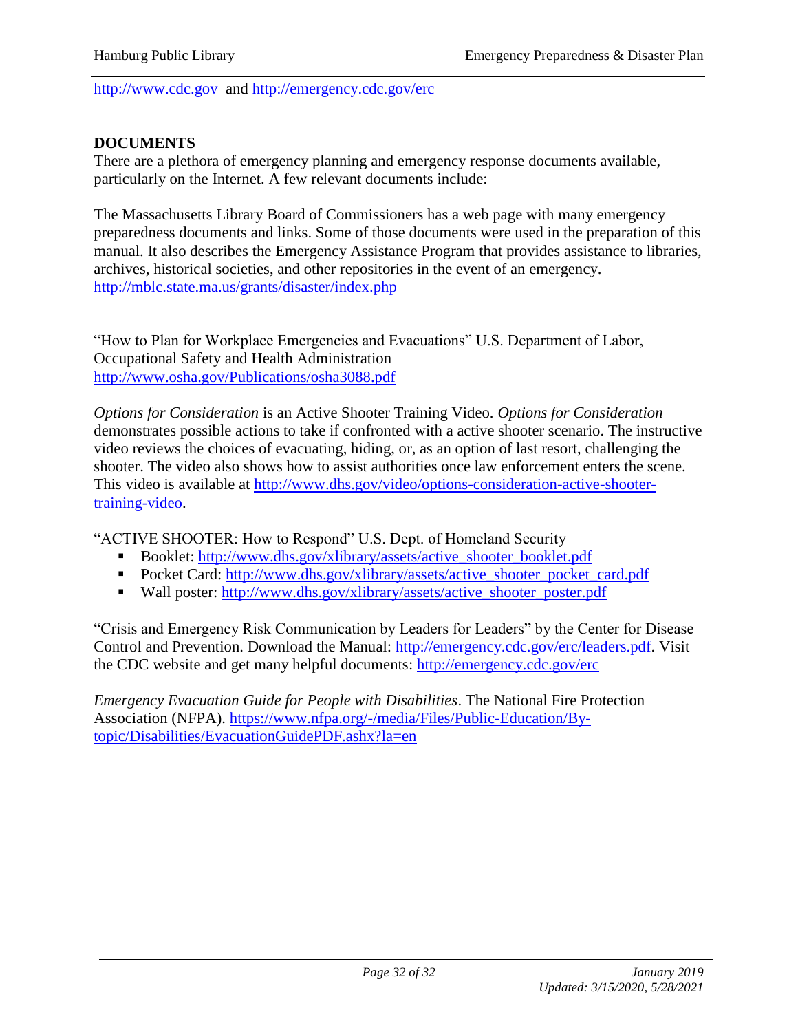http://www.cdc.gov and http://emergency.cdc.gov/erc

## DOCUMENTS

There are a plethora of emergency planning and emergency response documents available, particularly on the Internet. A few relevant documents include:

The Massachusetts Library Board of Commissioners has a web page with many emergency preparedness documents and links. Some of those documents were used in the preparation of this manual. It also describes the Emergency Assistance Program that provides assistance to libraries, archives, historical societies, and other repositories in the event of an emergency.
http://mblc.state.ma.us/grants/disaster/index.php

"How to Plan for Workplace Emergencies and Evacuations" U.S. Department of Labor, Occupational Safety and Health Administration
http://www.osha.gov/Publications/osha3088.pdf

*Options for Consideration* is an Active Shooter Training Video. *Options for Consideration* demonstrates possible actions to take if confronted with a active shooter scenario. The instructive video reviews the choices of evacuating, hiding, or, as an option of last resort, challenging the shooter. The video also shows how to assist authorities once law enforcement enters the scene. This video is available at http://www.dhs.gov/video/options-consideration-active-shooter-training-video.

"ACTIVE SHOOTER: How to Respond" U.S. Dept. of Homeland Security

- Booklet: http://www.dhs.gov/xlibrary/assets/active_shooter_booklet.pdf
- Pocket Card: http://www.dhs.gov/xlibrary/assets/active_shooter_pocket_card.pdf
- Wall poster: http://www.dhs.gov/xlibrary/assets/active_shooter_poster.pdf

"Crisis and Emergency Risk Communication by Leaders for Leaders" by the Center for Disease Control and Prevention. Download the Manual: http://emergency.cdc.gov/erc/leaders.pdf. Visit the CDC website and get many helpful documents: http://emergency.cdc.gov/erc

*Emergency Evacuation Guide for People with Disabilities*. The National Fire Protection Association (NFPA). https://www.nfpa.org/-/media/Files/Public-Education/By-topic/Disabilities/EvacuationGuidePDF.ashx?la=en